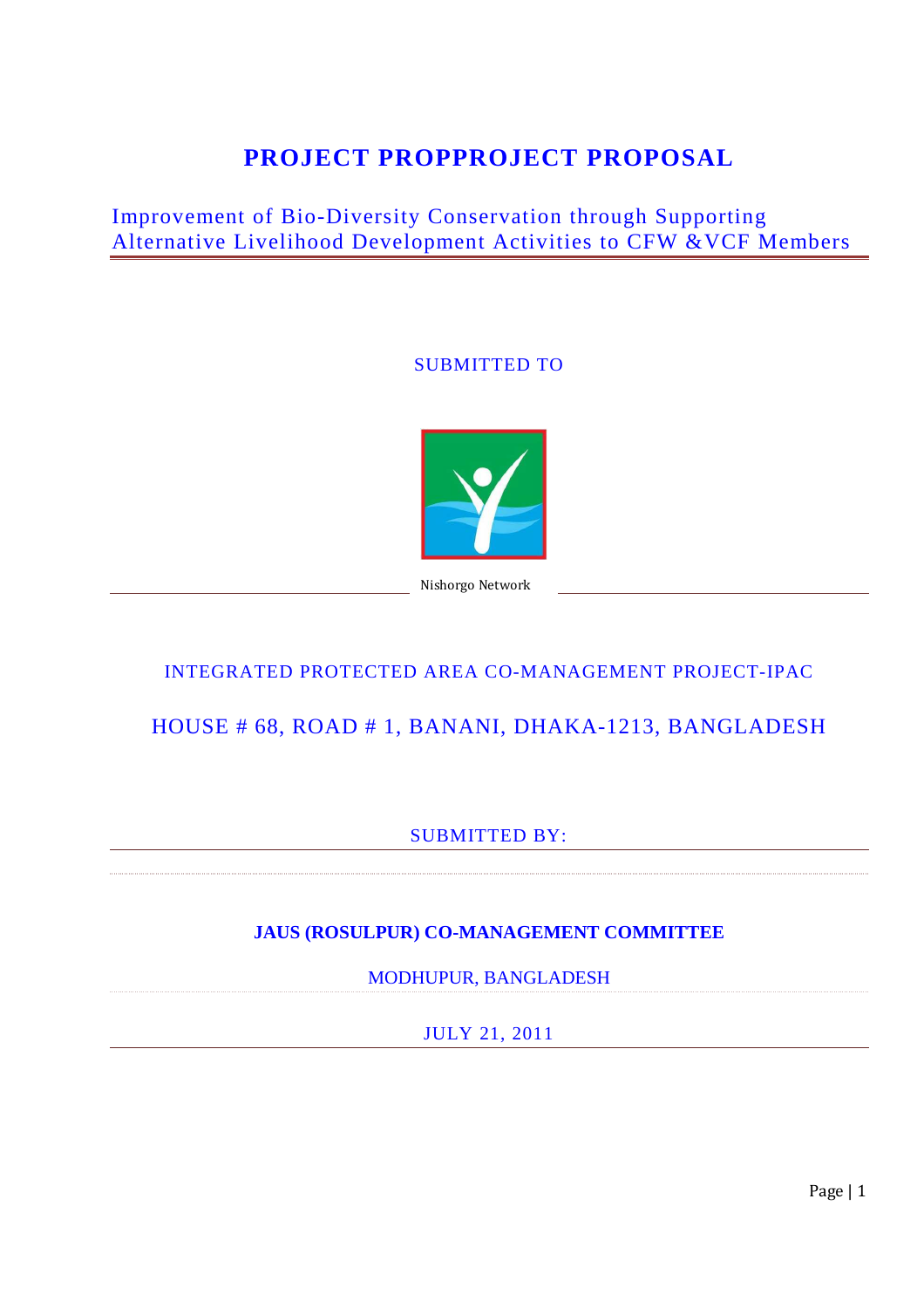# PROJECT PROPPROJECT PROPOSAL

## Improvement of Bio-Diversity Conservation through Supporting Alternative Livelihood Development Activities to CFW &VCF Members

SUBMITTED TO

Nishorgo Network

INTEGRATED PROTECTED AREA CO-MANAGEMENT PROJECT-IPAC

HOUSE # 68, ROAD # 1, BANANI, DHAKA-1213, BANGLADESH

SUBMITTED BY:

**JAUS (ROSULPUR) CO-MANAGEMENT COMMITTEE**

MODHUPUR, BANGLADESH

JULY 21, 2011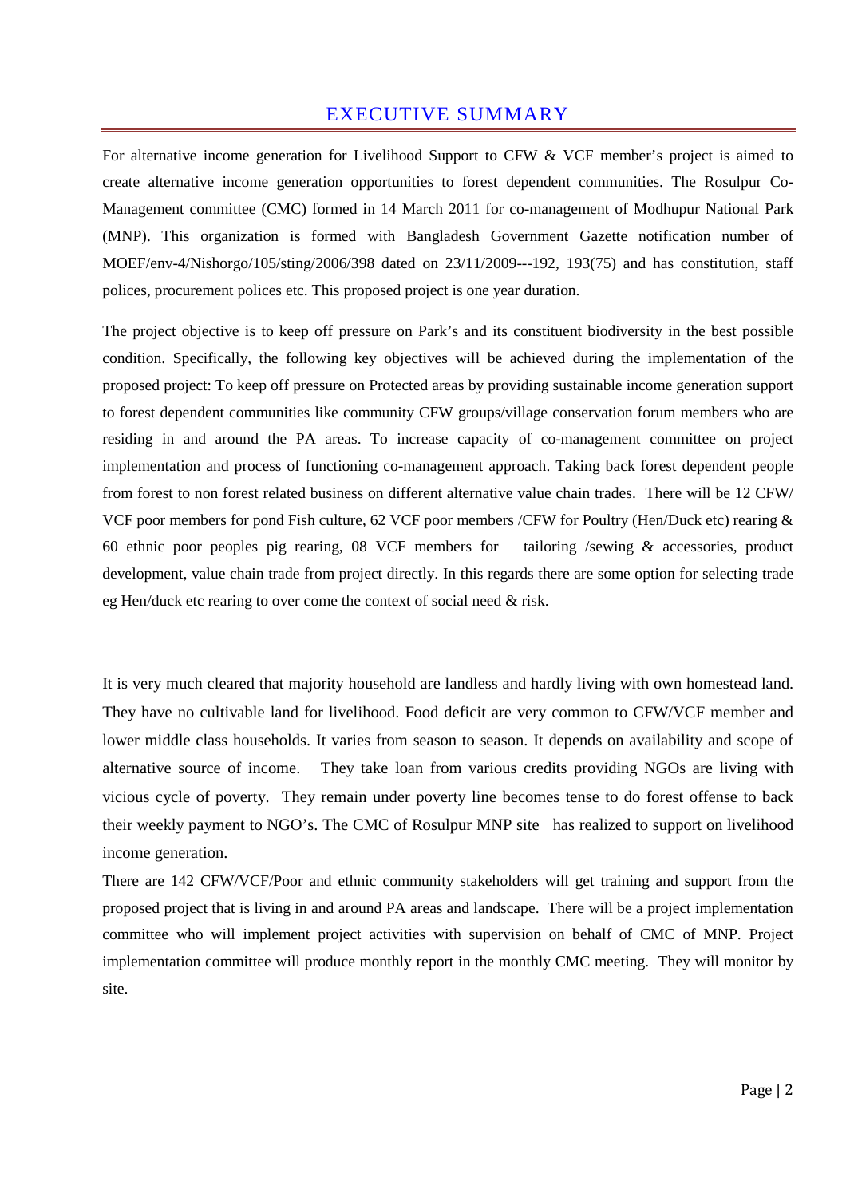# EXECUTIVE SUMMARY

For alternative income generation for Livelihood Support to CFW & VCF member's project is aimed to create alternative income generation opportunities to forest dependent communities. The Rosulpur Co-Management committee (CMC) formed in 14 March 2011 for co-management of Modhupur National Park (MNP). This organization is formed with Bangladesh Government Gazette notification number of MOEF/env-4/Nishorgo/105/sting/2006/398 dated on 23/11/2009---192, 193(75) and has constitution, staff polices, procurement polices etc. This proposed project is one year duration.

The project objective is to keep off pressure on Park's and its constituent biodiversity in the best possible condition. Specifically, the following key objectives will be achieved during the implementation of the proposed project: To keep off pressure on Protected areas by providing sustainable income generation support to forest dependent communities like community CFW groups/village conservation forum members who are residing in and around the PA areas. To increase capacity of co-management committee on project implementation and process of functioning co-management approach. Taking back forest dependent people from forest to non forest related business on different alternative value chain trades. There will be 12 CFW/ VCF poor members for pond Fish culture, 62 VCF poor members /CFW for Poultry (Hen/Duck etc) rearing & 60 ethnic poor peoples pig rearing, 08 VCF members for tailoring /sewing & accessories, product development, value chain trade from project directly. In this regards there are some option for selecting trade eg Hen/duck etc rearing to over come the context of social need & risk.

It is very much cleared that majority household are landless and hardly living with own homestead land. They have no cultivable land for livelihood. Food deficit are very common to CFW/VCF member and lower middle class households. It varies from season to season. It depends on availability and scope of alternative source of income. They take loan from various credits providing NGOs are living with vicious cycle of poverty. They remain under poverty line becomes tense to do forest offense to back their weekly payment to NGO's. The CMC of Rosulpur MNP site has realized to support on livelihood income generation.

There are 142 CFW/VCF/Poor and ethnic community stakeholders will get training and support from the proposed project that is living in and around PA areas and landscape. There will be a project implementation committee who will implement project activities with supervision on behalf of CMC of MNP. Project implementation committee will produce monthly report in the monthly CMC meeting. They will monitor by site.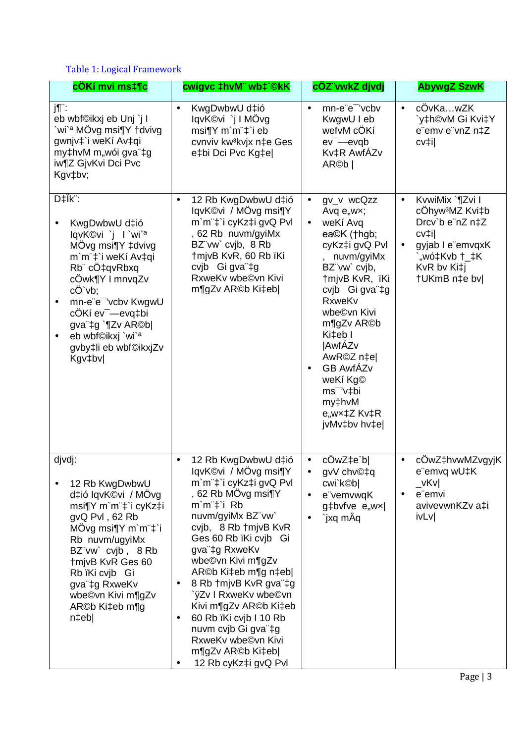Table 1: Logical Framework

| **cÖKí mvi ms‡¶c** | **cwigvc ‡hvM¨ wb‡`©kK** | **cÖZ¨vwkZ djvdj** | **AbywgZ SzwK** |
|---|---|---|---|
| j¶¨:<br>eb wbf©ikxj eb Unj `j I `wi`ª MÖvg msi¶Y †dvivg gwnjv‡`i weKí Av‡qi my‡hvM m„wói gva¨‡g iw¶Z GjvKvi Dci Pvc Kgv‡bv; | • KwgDwbwU d‡ió IqvK©vi `j I MÖvg msi¶Y m`m¨‡`i eb cvnviv kw³kvjx n‡e Ges e‡bi Dci Pvc Kg‡e\| | • mn-e¨e¯'vcbv KwgwU I eb wefvM cÖKí ev¯—evqb Kv‡R AwfÁZv AR©b \| | • cÖvKa…wZK `y‡h©vM Gi Kvi‡Y e¨emv e¨vnZ n‡Z cv‡i\| |
| D‡Ïk¨:<br>• KwgDwbwU d‡ió IqvK©vi `j I `wi`ª MÖvg msi¶Y ‡dvivg m`m¨‡`i weKí Av‡qi Rb¨ cÖ‡qvRbxq cÖwk¶Y I mnvqZv cÖ`vb;<br>• mn-e¨e¯'vcbv KwgwU cÖKí ev¯—evq‡bi gva¨‡g `¶Zv AR©b\|<br>• eb wbf©ikxj `wi`ª gvby‡li eb wbf©ikxjZv Kgv‡bv\| | • 12 Rb KwgDwbwU d‡ió IqvK©vi / MÖvg msi¶Y m`m¨‡`i cyKz‡i gvQ Pvl , 62 Rb nuvm/gyiMx BZ¨vw` cvjb, 8 Rb †mjvB KvR, 60 Rb ïKi cvjb Gi gva¨‡g RxweKv wbe©vn Kivi m¶gZv AR©b Ki‡eb\| | • gv\_v wcQzz Avq e„w×;<br>• weKí Avq ea©K (†hgb; cyKz‡i gvQ Pvl , nuvm/gyiMx BZ¨vw` cvjb, †mjvB KvR, ïKi cvjb Gi gva¨‡g RxweKv wbe©vn Kivi m¶gZv AR©b Ki‡eb I \|AwfÁZv AwR©Z n‡e\|<br>• GB AwfÁZv weKí Kg© ms¯'v‡bi my‡hvM e„w×‡Z Kv‡R jvMv‡bv hv‡e\| | • KvwiMix `¶Zvi I cÖhyw³MZ Kvi‡b Drcv`b e¨nZ n‡Z cv‡i\|<br>• gyjab I e¨emvqxK `„wó‡Kvb †\_‡K KvR bv Ki‡j †UKmB n‡e bv\| |
| djvdj:<br>• 12 Rb KwgDwbwU d‡ió IqvK©vi / MÖvg msi¶Y m`m¨‡`i cyKz‡i gvQ Pvl , 62 Rb MÖvg msi¶Y m`m¨‡`i Rb nuvm/ugyiMx BZ¨vw` cvjb , 8 Rb †mjvB KvR Ges 60 Rb ïKi cvjb Gi gva¨‡g RxweKv wbe©vn Kivi m¶gZv AR©b Ki‡eb m¶g n‡eb\| | • 12 Rb KwgDwbwU d‡ió IqvK©vi / MÖvg msi¶Y m`m¨‡`i cyKz‡i gvQ Pvl , 62 Rb MÖvg msi¶Y m`m¨‡`i Rb nuvm/gyiMx BZ¨vw` cvjb, 8 Rb †mjvB KvR Ges 60 Rb ïKi cvjb Gi gva¨‡g RxweKv wbe©vn Kivi m¶gZv AR©b Ki‡eb m¶g n‡eb\|<br>• 8 Rb †mjvB KvR gva¨‡g `ÿZv I RxweKv wbe©vn Kivi m¶gZv AR©b Ki‡eb<br>• 60 Rb ïKi cvjb I 10 Rb nuvm cvjb Gi gva¨‡g RxweKv wbe©vn Kivi m¶gZv AR©b Ki‡eb\|<br>• 12 Rb cyKz‡i gvQ Pvl | • cÖwZ‡e`b\|<br>• gvV chv©‡q cwi`k©b\|<br>• e¨vemvwqK g‡bvfve e„w×\|<br>• `jxq mÂq | • cÖwZ‡hvwMZvgyjK e¨emvq wU‡K \_vKv\|<br>• e¨emvi avivevwnKZv a‡i ivLv\| |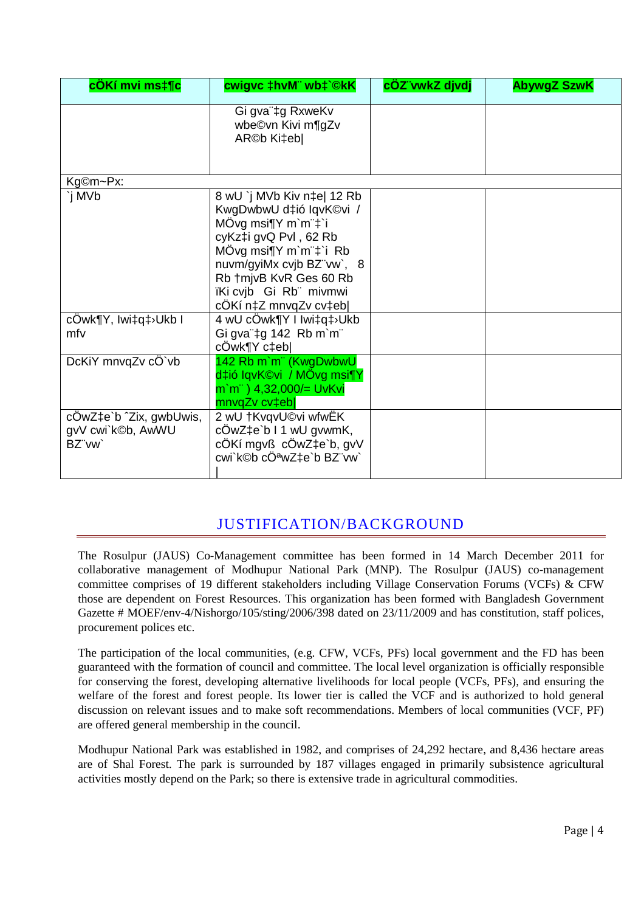| cÖKí mvi ms‡¶c | cwigvc ‡hvM¨ wb‡`©kK | cÖZ¨vwkZ djvdj | AbywgZ SzwK |
|---|---|---|---|
| | Gi gva¨‡g RxweKv wbe©vn Kivi m¶gZv AR©b Ki‡eb\| | | |
| Kg©m~Px: | | | |
| `j MVb | 8 wU `j MVb Kiv n‡e\| 12 Rb KwgDwbwU d‡ió IqvK©vi / MÖvg msi¶Y m`m¨‡`i cyKz‡i gvQ Pvl , 62 Rb MÖvg msi¶Y m`m¨‡`i Rb nuvm/gyiMx cvjb BZ¨vw`, 8 Rb †mjvB KvR Ges 60 Rb ïKi cvjb Gi Rb¨ mivmwi cÖKí n‡Z mnvqZv cv‡eb\| | | |
| cÖwk¶Y, Iwi‡q‡›Ukb I mfv | 4 wU cÖwk¶Y I Iwi‡q‡›Ukb Gi gva¨‡g 142 Rb m`m¨ cÖwk¶Y c‡eb\| | | |
| DcKiY mnvqZv cÖ`vb | 142 Rb m`m¨ (KwgDwbwU d‡ió IqvK©vi / MÖvg msi¶Y m`m¨ ) 4,32,000/= UvKvi mnvqZv cv‡eb\| | | |
| cÖwZ‡e`b ˆZix, gwbUwis, gvV cwi`k©b, AwWU BZ¨vw` | 2 wU †KvqvU©vi wfwËK cÖwZ‡e`b I 1 wU gvwmK, cÖKí mgvß cÖwZ‡e`b, gvV cwi`k©b cÖªwZ‡e`b BZ¨vw` \| | | |

## JUSTIFICATION/BACKGROUND

The Rosulpur (JAUS) Co-Management committee has been formed in 14 March December 2011 for collaborative management of Modhupur National Park (MNP). The Rosulpur (JAUS) co-management committee comprises of 19 different stakeholders including Village Conservation Forums (VCFs) & CFW those are dependent on Forest Resources. This organization has been formed with Bangladesh Government Gazette # MOEF/env-4/Nishorgo/105/sting/2006/398 dated on 23/11/2009 and has constitution, staff polices, procurement polices etc.

The participation of the local communities, (e.g. CFW, VCFs, PFs) local government and the FD has been guaranteed with the formation of council and committee. The local level organization is officially responsible for conserving the forest, developing alternative livelihoods for local people (VCFs, PFs), and ensuring the welfare of the forest and forest people. Its lower tier is called the VCF and is authorized to hold general discussion on relevant issues and to make soft recommendations. Members of local communities (VCF, PF) are offered general membership in the council.

Modhupur National Park was established in 1982, and comprises of 24,292 hectare, and 8,436 hectare areas are of Shal Forest. The park is surrounded by 187 villages engaged in primarily subsistence agricultural activities mostly depend on the Park; so there is extensive trade in agricultural commodities.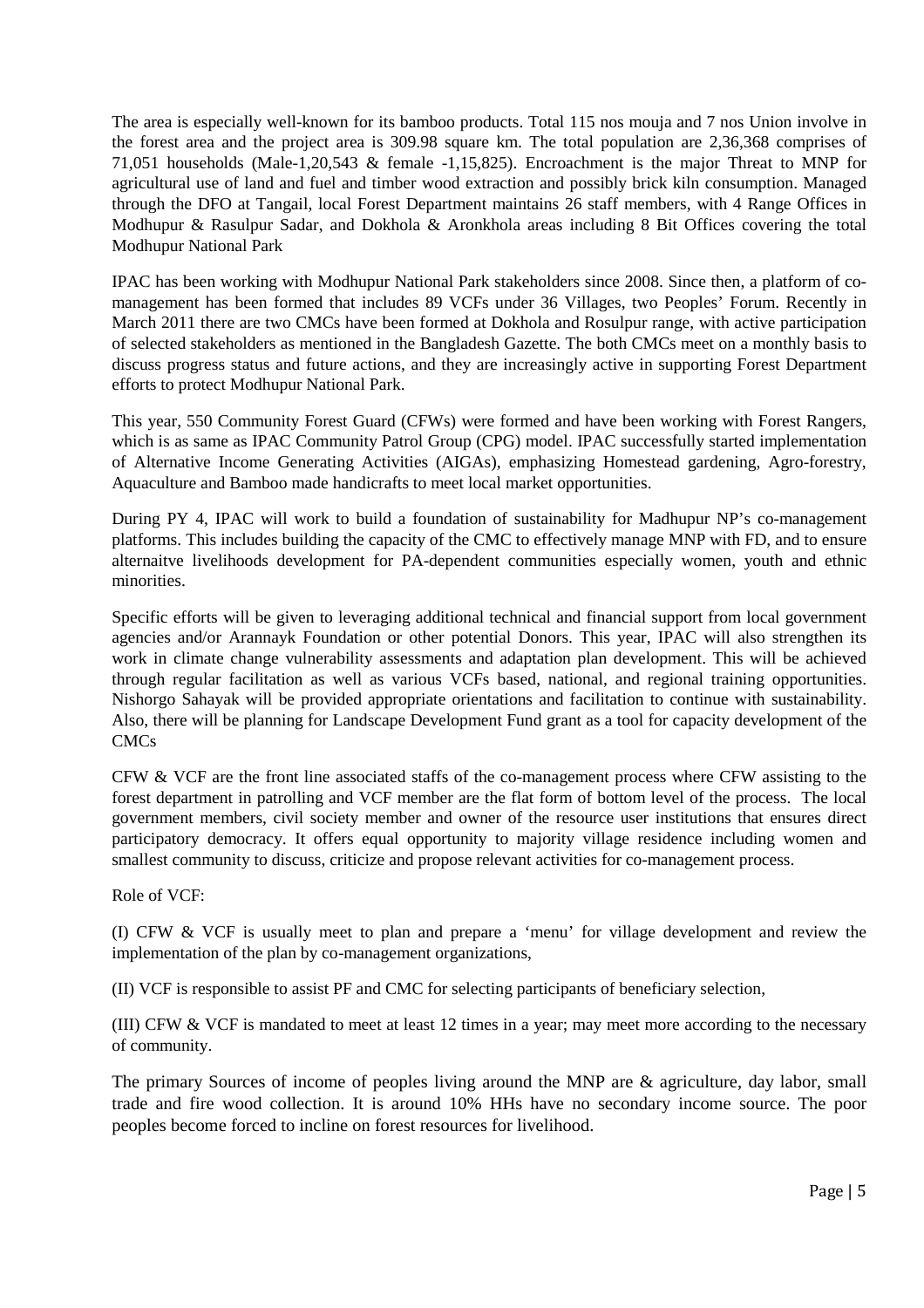The area is especially well-known for its bamboo products. Total 115 nos mouja and 7 nos Union involve in the forest area and the project area is 309.98 square km. The total population are 2,36,368 comprises of 71,051 households (Male-1,20,543 & female -1,15,825). Encroachment is the major Threat to MNP for agricultural use of land and fuel and timber wood extraction and possibly brick kiln consumption. Managed through the DFO at Tangail, local Forest Department maintains 26 staff members, with 4 Range Offices in Modhupur & Rasulpur Sadar, and Dokhola & Aronkhola areas including 8 Bit Offices covering the total Modhupur National Park

IPAC has been working with Modhupur National Park stakeholders since 2008. Since then, a platform of co-management has been formed that includes 89 VCFs under 36 Villages, two Peoples' Forum. Recently in March 2011 there are two CMCs have been formed at Dokhola and Rosulpur range, with active participation of selected stakeholders as mentioned in the Bangladesh Gazette. The both CMCs meet on a monthly basis to discuss progress status and future actions, and they are increasingly active in supporting Forest Department efforts to protect Modhupur National Park.

This year, 550 Community Forest Guard (CFWs) were formed and have been working with Forest Rangers, which is as same as IPAC Community Patrol Group (CPG) model. IPAC successfully started implementation of Alternative Income Generating Activities (AIGAs), emphasizing Homestead gardening, Agro-forestry, Aquaculture and Bamboo made handicrafts to meet local market opportunities.

During PY 4, IPAC will work to build a foundation of sustainability for Madhupur NP's co-management platforms. This includes building the capacity of the CMC to effectively manage MNP with FD, and to ensure alternaitve livelihoods development for PA-dependent communities especially women, youth and ethnic minorities.

Specific efforts will be given to leveraging additional technical and financial support from local government agencies and/or Arannayk Foundation or other potential Donors. This year, IPAC will also strengthen its work in climate change vulnerability assessments and adaptation plan development. This will be achieved through regular facilitation as well as various VCFs based, national, and regional training opportunities. Nishorgo Sahayak will be provided appropriate orientations and facilitation to continue with sustainability. Also, there will be planning for Landscape Development Fund grant as a tool for capacity development of the CMCs

CFW & VCF are the front line associated staffs of the co-management process where CFW assisting to the forest department in patrolling and VCF member are the flat form of bottom level of the process. The local government members, civil society member and owner of the resource user institutions that ensures direct participatory democracy. It offers equal opportunity to majority village residence including women and smallest community to discuss, criticize and propose relevant activities for co-management process.

Role of VCF:

(I) CFW & VCF is usually meet to plan and prepare a 'menu' for village development and review the implementation of the plan by co-management organizations,

(II) VCF is responsible to assist PF and CMC for selecting participants of beneficiary selection,

(III) CFW & VCF is mandated to meet at least 12 times in a year; may meet more according to the necessary of community.

The primary Sources of income of peoples living around the MNP are & agriculture, day labor, small trade and fire wood collection. It is around 10% HHs have no secondary income source. The poor peoples become forced to incline on forest resources for livelihood.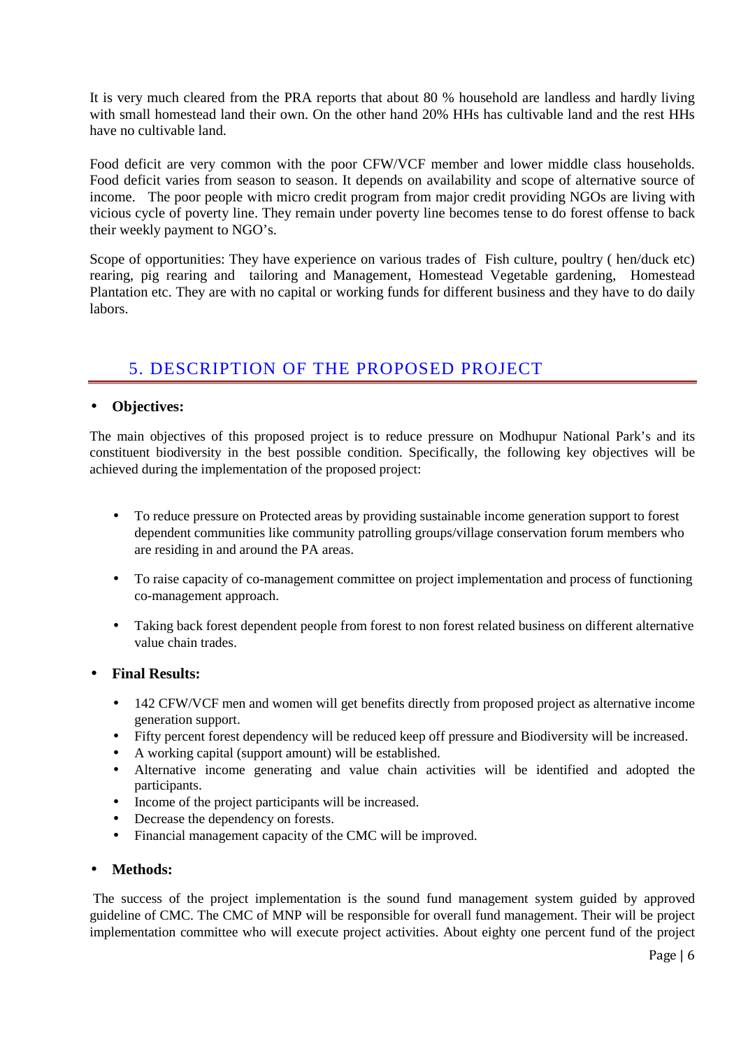It is very much cleared from the PRA reports that about 80 % household are landless and hardly living with small homestead land their own. On the other hand 20% HHs has cultivable land and the rest HHs have no cultivable land.

Food deficit are very common with the poor CFW/VCF member and lower middle class households. Food deficit varies from season to season. It depends on availability and scope of alternative source of income. The poor people with micro credit program from major credit providing NGOs are living with vicious cycle of poverty line. They remain under poverty line becomes tense to do forest offense to back their weekly payment to NGO's.

Scope of opportunities: They have experience on various trades of Fish culture, poultry ( hen/duck etc) rearing, pig rearing and tailoring and Management, Homestead Vegetable gardening, Homestead Plantation etc. They are with no capital or working funds for different business and they have to do daily labors.

## 5. DESCRIPTION OF THE PROPOSED PROJECT

- **Objectives:**

The main objectives of this proposed project is to reduce pressure on Modhupur National Park's and its constituent biodiversity in the best possible condition. Specifically, the following key objectives will be achieved during the implementation of the proposed project:

- To reduce pressure on Protected areas by providing sustainable income generation support to forest dependent communities like community patrolling groups/village conservation forum members who are residing in and around the PA areas.
- To raise capacity of co-management committee on project implementation and process of functioning co-management approach.
- Taking back forest dependent people from forest to non forest related business on different alternative value chain trades.

- **Final Results:**
  - 142 CFW/VCF men and women will get benefits directly from proposed project as alternative income generation support.
  - Fifty percent forest dependency will be reduced keep off pressure and Biodiversity will be increased.
  - A working capital (support amount) will be established.
  - Alternative income generating and value chain activities will be identified and adopted the participants.
  - Income of the project participants will be increased.
  - Decrease the dependency on forests.
  - Financial management capacity of the CMC will be improved.

- **Methods:**

The success of the project implementation is the sound fund management system guided by approved guideline of CMC. The CMC of MNP will be responsible for overall fund management. Their will be project implementation committee who will execute project activities. About eighty one percent fund of the project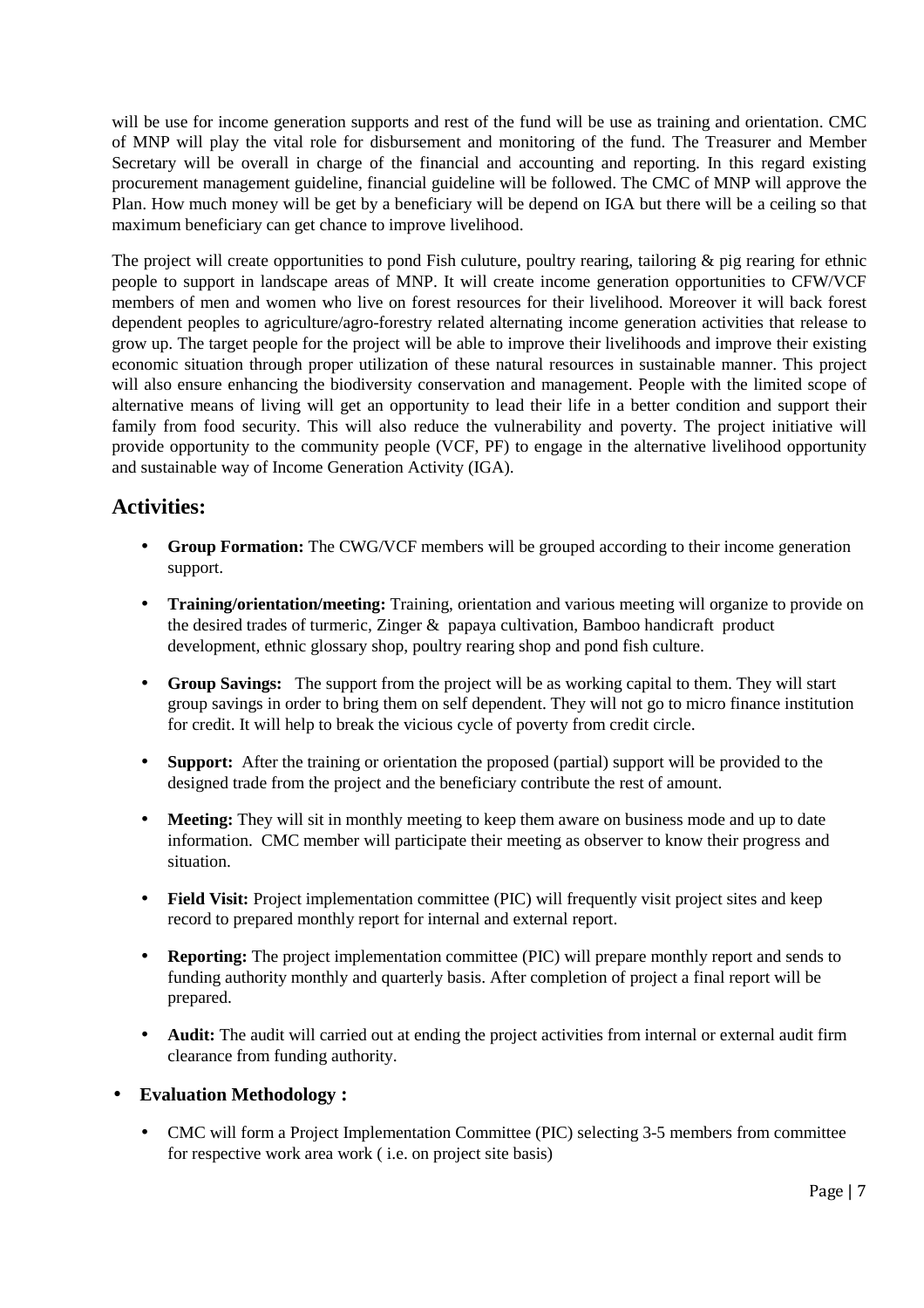will be use for income generation supports and rest of the fund will be use as training and orientation. CMC of MNP will play the vital role for disbursement and monitoring of the fund. The Treasurer and Member Secretary will be overall in charge of the financial and accounting and reporting. In this regard existing procurement management guideline, financial guideline will be followed. The CMC of MNP will approve the Plan. How much money will be get by a beneficiary will be depend on IGA but there will be a ceiling so that maximum beneficiary can get chance to improve livelihood.

The project will create opportunities to pond Fish culuture, poultry rearing, tailoring & pig rearing for ethnic people to support in landscape areas of MNP. It will create income generation opportunities to CFW/VCF members of men and women who live on forest resources for their livelihood. Moreover it will back forest dependent peoples to agriculture/agro-forestry related alternating income generation activities that release to grow up. The target people for the project will be able to improve their livelihoods and improve their existing economic situation through proper utilization of these natural resources in sustainable manner. This project will also ensure enhancing the biodiversity conservation and management. People with the limited scope of alternative means of living will get an opportunity to lead their life in a better condition and support their family from food security. This will also reduce the vulnerability and poverty. The project initiative will provide opportunity to the community people (VCF, PF) to engage in the alternative livelihood opportunity and sustainable way of Income Generation Activity (IGA).

## Activities:

- **Group Formation:** The CWG/VCF members will be grouped according to their income generation support.
- **Training/orientation/meeting:** Training, orientation and various meeting will organize to provide on the desired trades of turmeric, Zinger & papaya cultivation, Bamboo handicraft product development, ethnic glossary shop, poultry rearing shop and pond fish culture.
- **Group Savings:** The support from the project will be as working capital to them. They will start group savings in order to bring them on self dependent. They will not go to micro finance institution for credit. It will help to break the vicious cycle of poverty from credit circle.
- **Support:** After the training or orientation the proposed (partial) support will be provided to the designed trade from the project and the beneficiary contribute the rest of amount.
- **Meeting:** They will sit in monthly meeting to keep them aware on business mode and up to date information. CMC member will participate their meeting as observer to know their progress and situation.
- **Field Visit:** Project implementation committee (PIC) will frequently visit project sites and keep record to prepared monthly report for internal and external report.
- **Reporting:** The project implementation committee (PIC) will prepare monthly report and sends to funding authority monthly and quarterly basis. After completion of project a final report will be prepared.
- **Audit:** The audit will carried out at ending the project activities from internal or external audit firm clearance from funding authority.

- **Evaluation Methodology :**
  - CMC will form a Project Implementation Committee (PIC) selecting 3-5 members from committee for respective work area work ( i.e. on project site basis)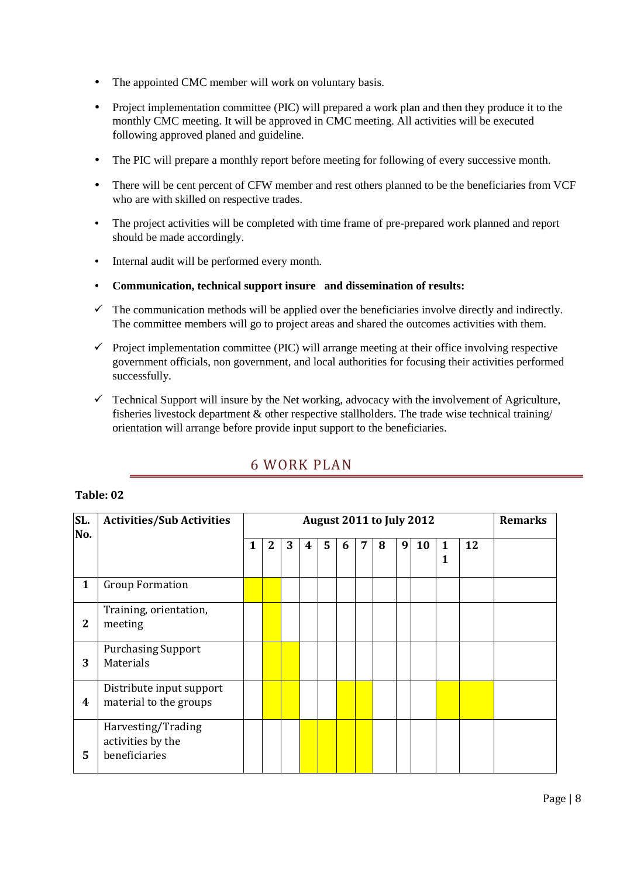- The appointed CMC member will work on voluntary basis.
- Project implementation committee (PIC) will prepared a work plan and then they produce it to the monthly CMC meeting. It will be approved in CMC meeting. All activities will be executed following approved planed and guideline.
- The PIC will prepare a monthly report before meeting for following of every successive month.
- There will be cent percent of CFW member and rest others planned to be the beneficiaries from VCF who are with skilled on respective trades.
- The project activities will be completed with time frame of pre-prepared work planned and report should be made accordingly.
- Internal audit will be performed every month.
- **Communication, technical support insure and dissemination of results:**

✓ The communication methods will be applied over the beneficiaries involve directly and indirectly. The committee members will go to project areas and shared the outcomes activities with them.

✓ Project implementation committee (PIC) will arrange meeting at their office involving respective government officials, non government, and local authorities for focusing their activities performed successfully.

✓ Technical Support will insure by the Net working, advocacy with the involvement of Agriculture, fisheries livestock department & other respective stallholders. The trade wise technical training/ orientation will arrange before provide input support to the beneficiaries.

## 6 WORK PLAN

**Table: 02**

| SL. No. | Activities/Sub Activities | August 2011 to July 2012 | | | | | | | | | | | | Remarks |
|---|---|---|---|---|---|---|---|---|---|---|---|---|---|---|
| | | 1 | 2 | 3 | 4 | 5 | 6 | 7 | 8 | 9 | 10 | 11 | 12 | |
| 1 | Group Formation | | | | | | | | | | | | | |
| 2 | Training, orientation, meeting | | | | | | | | | | | | | |
| 3 | Purchasing Support Materials | | | | | | | | | | | | | |
| 4 | Distribute input support material to the groups | | | | | | | | | | | | | |
| 5 | Harvesting/Trading activities by the beneficiaries | | | | | | | | | | | | | |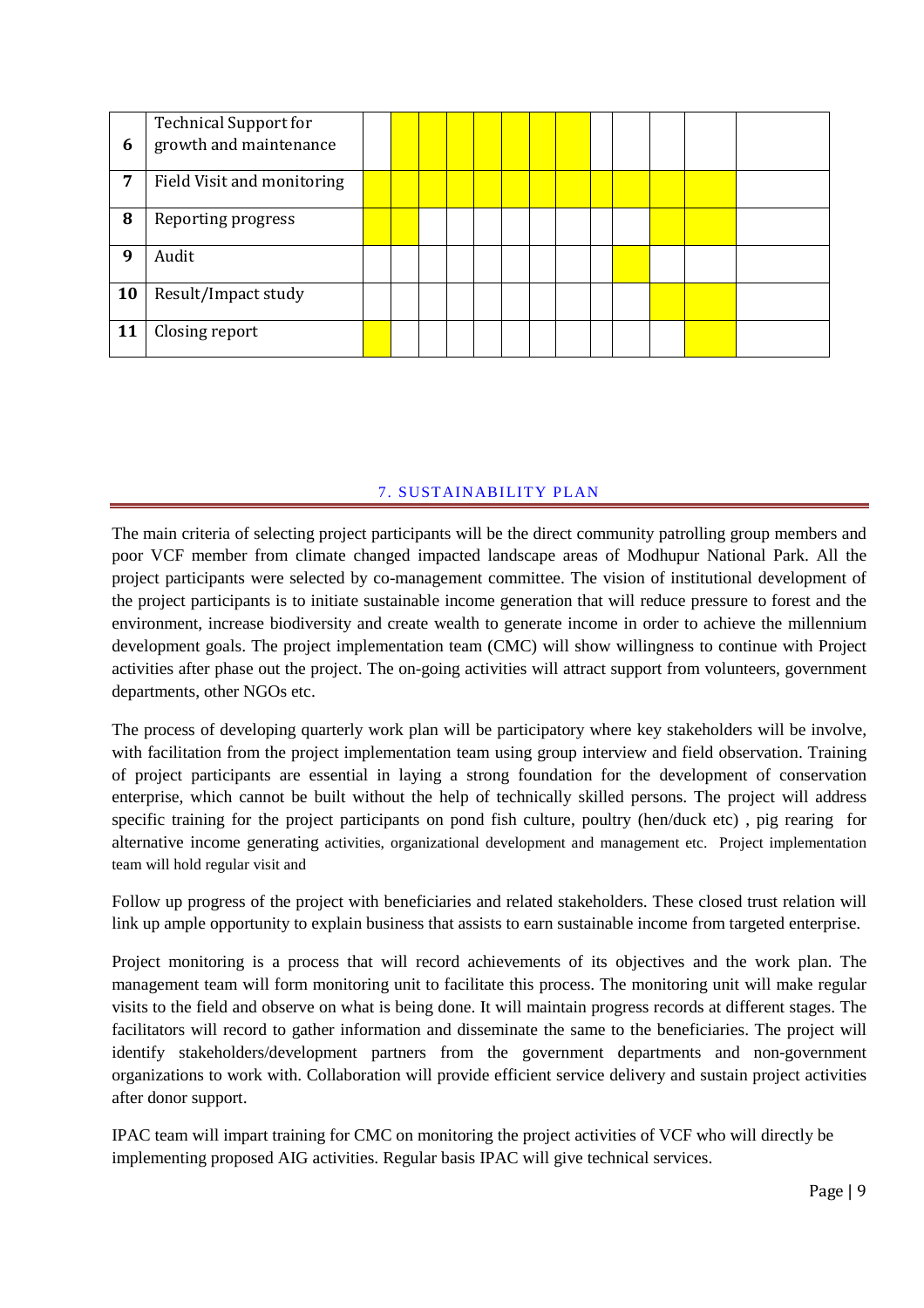| | | | | | | | | | | | | | | |
|---|---|---|---|---|---|---|---|---|---|---|---|---|---|---|
| 6 | Technical Support for growth and maintenance | | | | | | | | | | | | | |
| 7 | Field Visit and monitoring | | | | | | | | | | | | | |
| 8 | Reporting progress | | | | | | | | | | | | | |
| 9 | Audit | | | | | | | | | | | | | |
| 10 | Result/Impact study | | | | | | | | | | | | | |
| 11 | Closing report | | | | | | | | | | | | | |

## 7. SUSTAINABILITY PLAN

The main criteria of selecting project participants will be the direct community patrolling group members and poor VCF member from climate changed impacted landscape areas of Modhupur National Park. All the project participants were selected by co-management committee. The vision of institutional development of the project participants is to initiate sustainable income generation that will reduce pressure to forest and the environment, increase biodiversity and create wealth to generate income in order to achieve the millennium development goals. The project implementation team (CMC) will show willingness to continue with Project activities after phase out the project. The on-going activities will attract support from volunteers, government departments, other NGOs etc.

The process of developing quarterly work plan will be participatory where key stakeholders will be involve, with facilitation from the project implementation team using group interview and field observation. Training of project participants are essential in laying a strong foundation for the development of conservation enterprise, which cannot be built without the help of technically skilled persons. The project will address specific training for the project participants on pond fish culture, poultry (hen/duck etc) , pig rearing for alternative income generating activities, organizational development and management etc. Project implementation team will hold regular visit and

Follow up progress of the project with beneficiaries and related stakeholders. These closed trust relation will link up ample opportunity to explain business that assists to earn sustainable income from targeted enterprise.

Project monitoring is a process that will record achievements of its objectives and the work plan. The management team will form monitoring unit to facilitate this process. The monitoring unit will make regular visits to the field and observe on what is being done. It will maintain progress records at different stages. The facilitators will record to gather information and disseminate the same to the beneficiaries. The project will identify stakeholders/development partners from the government departments and non-government organizations to work with. Collaboration will provide efficient service delivery and sustain project activities after donor support.

IPAC team will impart training for CMC on monitoring the project activities of VCF who will directly be implementing proposed AIG activities. Regular basis IPAC will give technical services.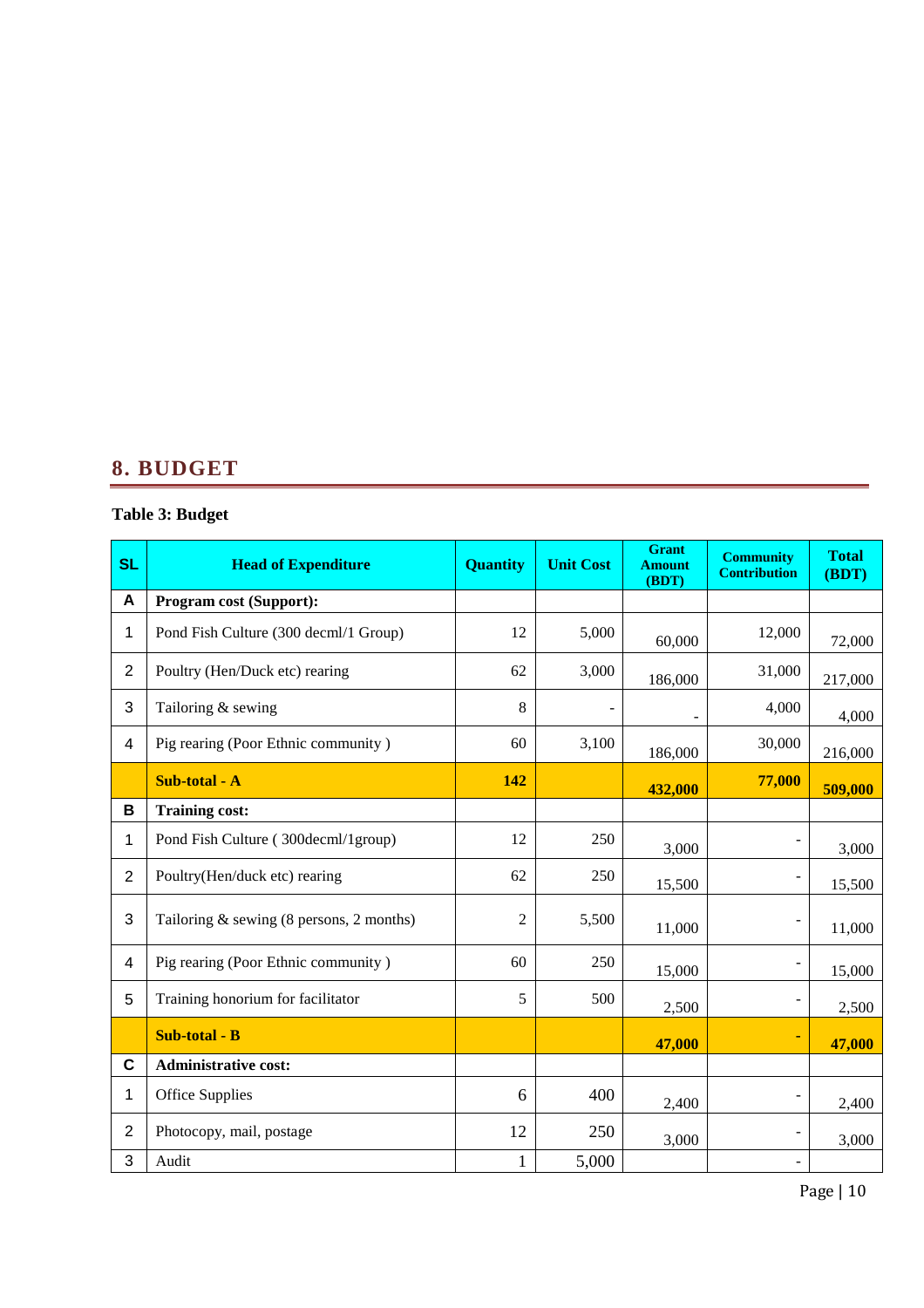## 8. BUDGET

**Table 3: Budget**

| SL | Head of Expenditure | Quantity | Unit Cost | Grant Amount (BDT) | Community Contribution | Total (BDT) |
|---|---|---|---|---|---|---|
| **A** | **Program cost (Support):** | | | | | |
| 1 | Pond Fish Culture (300 decml/1 Group) | 12 | 5,000 | 60,000 | 12,000 | 72,000 |
| 2 | Poultry (Hen/Duck etc) rearing | 62 | 3,000 | 186,000 | 31,000 | 217,000 |
| 3 | Tailoring & sewing | 8 | - | - | 4,000 | 4,000 |
| 4 | Pig rearing (Poor Ethnic community ) | 60 | 3,100 | 186,000 | 30,000 | 216,000 |
| | **Sub-total - A** | **142** | | **432,000** | **77,000** | **509,000** |
| **B** | **Training cost:** | | | | | |
| 1 | Pond Fish Culture ( 300decml/1group) | 12 | 250 | 3,000 | - | 3,000 |
| 2 | Poultry(Hen/duck etc) rearing | 62 | 250 | 15,500 | - | 15,500 |
| 3 | Tailoring & sewing (8 persons, 2 months) | 2 | 5,500 | 11,000 | - | 11,000 |
| 4 | Pig rearing (Poor Ethnic community ) | 60 | 250 | 15,000 | - | 15,000 |
| 5 | Training honorium for facilitator | 5 | 500 | 2,500 | - | 2,500 |
| | **Sub-total - B** | | | **47,000** | **-** | **47,000** |
| **C** | **Administrative cost:** | | | | | |
| 1 | Office Supplies | 6 | 400 | 2,400 | - | 2,400 |
| 2 | Photocopy, mail, postage | 12 | 250 | 3,000 | - | 3,000 |
| 3 | Audit | 1 | 5,000 | | - | |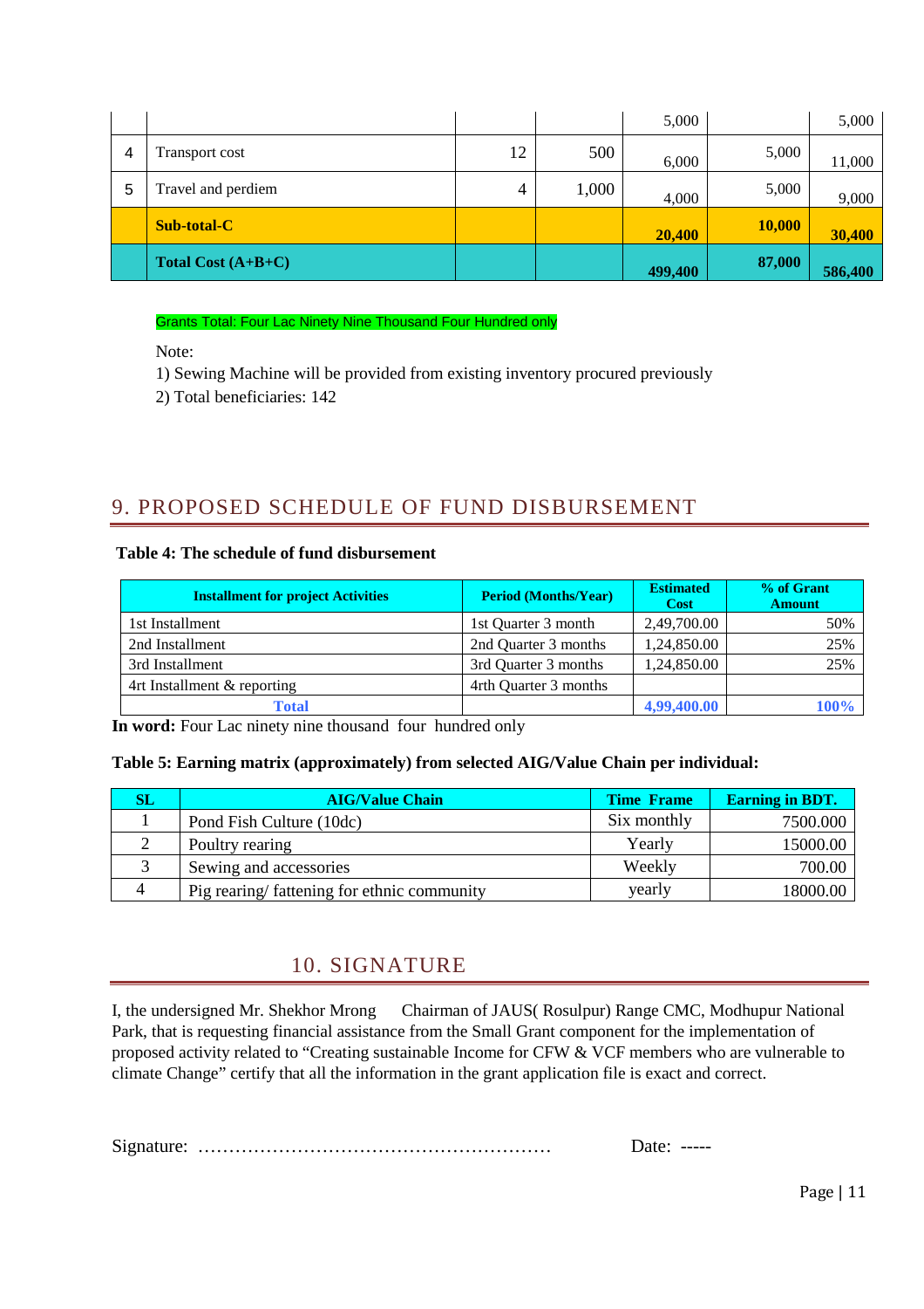| | | | | 5,000 | | 5,000 |
|---|---|---|---|---|---|---|
| 4 | Transport cost | 12 | 500 | 6,000 | 5,000 | 11,000 |
| 5 | Travel and perdiem | 4 | 1,000 | 4,000 | 5,000 | 9,000 |
| | **Sub-total-C** | | | **20,400** | **10,000** | **30,400** |
| | **Total Cost (A+B+C)** | | | **499,400** | **87,000** | **586,400** |

Grants Total: Four Lac Ninety Nine Thousand Four Hundred only

Note:

1) Sewing Machine will be provided from existing inventory procured previously
2) Total beneficiaries: 142

## 9. PROPOSED SCHEDULE OF FUND DISBURSEMENT

**Table 4: The schedule of fund disbursement**

| Installment for project Activities | Period (Months/Year) | Estimated Cost | % of Grant Amount |
|---|---|---|---|
| 1st Installment | 1st Quarter 3 month | 2,49,700.00 | 50% |
| 2nd Installment | 2nd Quarter 3 months | 1,24,850.00 | 25% |
| 3rd Installment | 3rd Quarter 3 months | 1,24,850.00 | 25% |
| 4rt Installment & reporting | 4rth Quarter 3 months | | |
| **Total** | | **4,99,400.00** | **100%** |

**In word:** Four Lac ninety nine thousand four hundred only

**Table 5: Earning matrix (approximately) from selected AIG/Value Chain per individual:**

| SL | AIG/Value Chain | Time Frame | Earning in BDT. |
|---|---|---|---|
| 1 | Pond Fish Culture (10dc) | Six monthly | 7500.000 |
| 2 | Poultry rearing | Yearly | 15000.00 |
| 3 | Sewing and accessories | Weekly | 700.00 |
| 4 | Pig rearing/ fattening for ethnic community | yearly | 18000.00 |

## 10. SIGNATURE

I, the undersigned Mr. Shekhor Mrong Chairman of JAUS( Rosulpur) Range CMC, Modhupur National Park, that is requesting financial assistance from the Small Grant component for the implementation of proposed activity related to “Creating sustainable Income for CFW & VCF members who are vulnerable to climate Change” certify that all the information in the grant application file is exact and correct.

Signature: …………………………………………………  Date: -----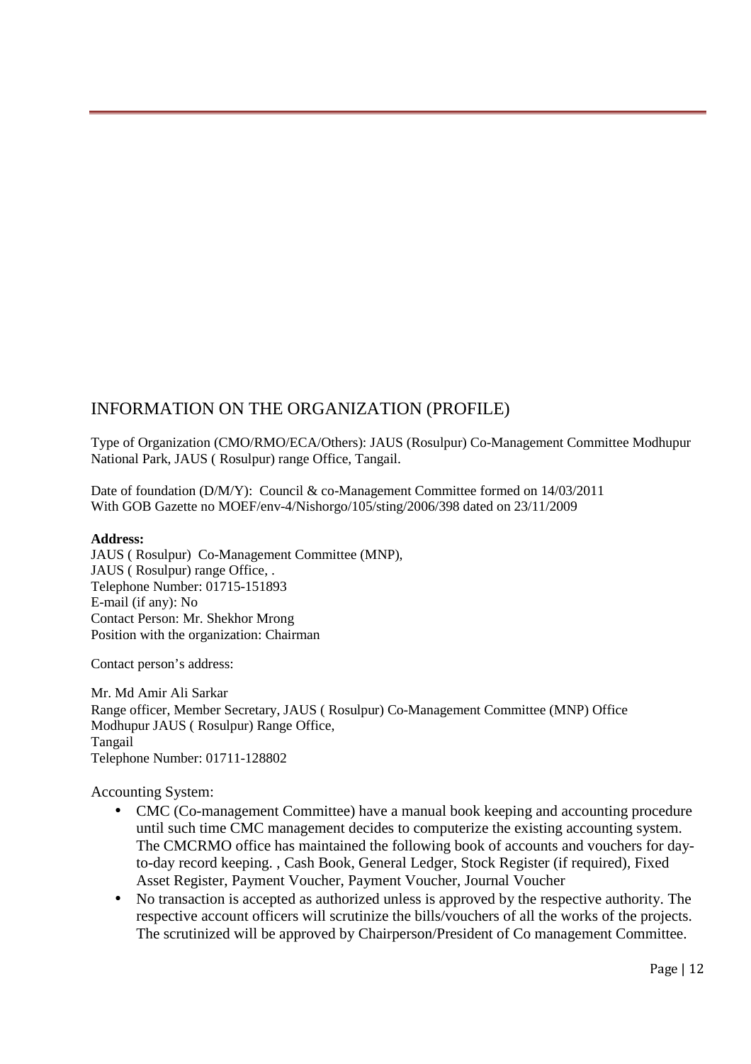## INFORMATION ON THE ORGANIZATION (PROFILE)

Type of Organization (CMO/RMO/ECA/Others): JAUS (Rosulpur) Co-Management Committee Modhupur National Park, JAUS ( Rosulpur) range Office, Tangail.

Date of foundation (D/M/Y): Council & co-Management Committee formed on 14/03/2011
With GOB Gazette no MOEF/env-4/Nishorgo/105/sting/2006/398 dated on 23/11/2009

**Address:**
JAUS ( Rosulpur) Co-Management Committee (MNP),
JAUS ( Rosulpur) range Office, .
Telephone Number: 01715-151893
E-mail (if any): No
Contact Person: Mr. Shekhor Mrong
Position with the organization: Chairman

Contact person's address:

Mr. Md Amir Ali Sarkar
Range officer, Member Secretary, JAUS ( Rosulpur) Co-Management Committee (MNP) Office
Modhupur JAUS ( Rosulpur) Range Office,
Tangail
Telephone Number: 01711-128802

Accounting System:

- CMC (Co-management Committee) have a manual book keeping and accounting procedure until such time CMC management decides to computerize the existing accounting system. The CMCRMO office has maintained the following book of accounts and vouchers for day-to-day record keeping. , Cash Book, General Ledger, Stock Register (if required), Fixed Asset Register, Payment Voucher, Payment Voucher, Journal Voucher
- No transaction is accepted as authorized unless is approved by the respective authority. The respective account officers will scrutinize the bills/vouchers of all the works of the projects. The scrutinized will be approved by Chairperson/President of Co management Committee.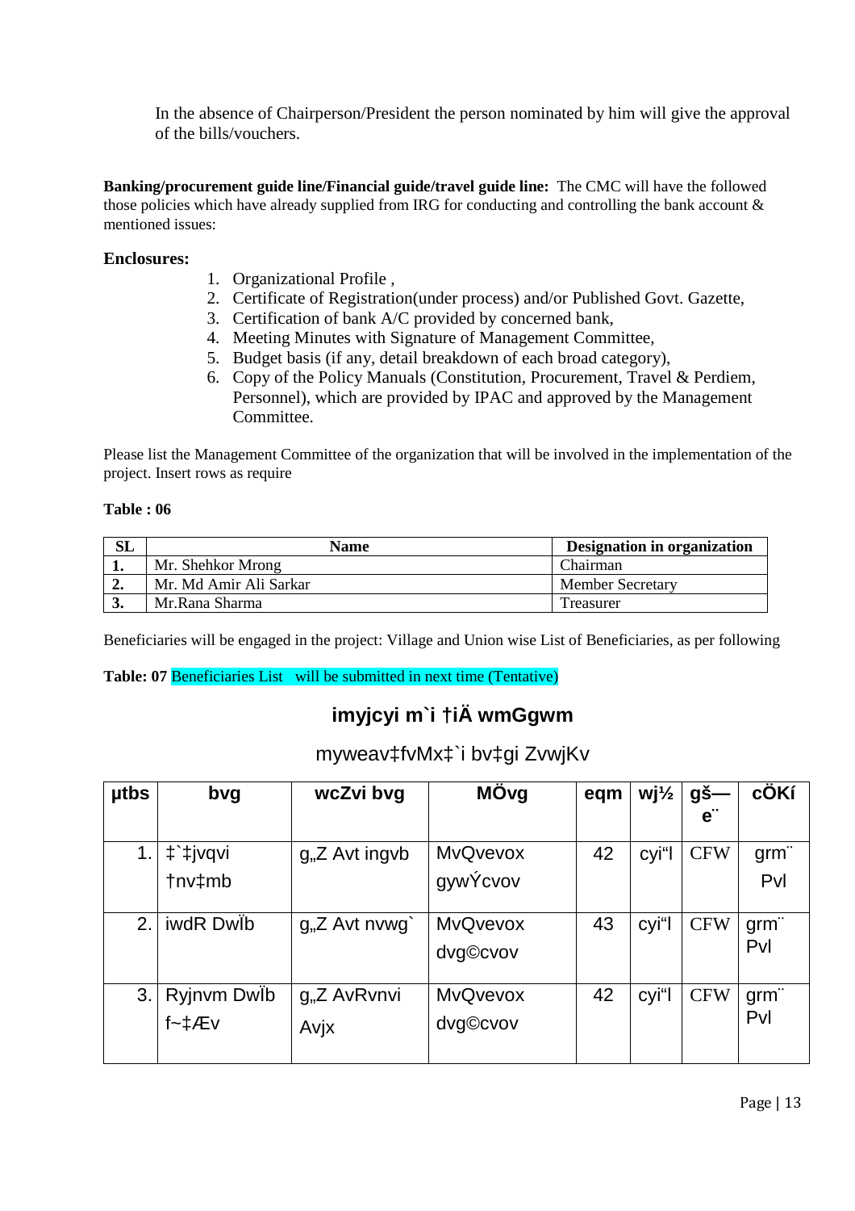In the absence of Chairperson/President the person nominated by him will give the approval of the bills/vouchers.

**Banking/procurement guide line/Financial guide/travel guide line:** The CMC will have the followed those policies which have already supplied from IRG for conducting and controlling the bank account & mentioned issues:

**Enclosures:**

1. Organizational Profile ,
2. Certificate of Registration(under process) and/or Published Govt. Gazette,
3. Certification of bank A/C provided by concerned bank,
4. Meeting Minutes with Signature of Management Committee,
5. Budget basis (if any, detail breakdown of each broad category),
6. Copy of the Policy Manuals (Constitution, Procurement, Travel & Perdiem, Personnel), which are provided by IPAC and approved by the Management Committee.

Please list the Management Committee of the organization that will be involved in the implementation of the project. Insert rows as require

**Table : 06**

| SL | Name | Designation in organization |
|---|---|---|
| 1. | Mr. Shehkor Mrong | Chairman |
| 2. | Mr. Md Amir Ali Sarkar | Member Secretary |
| 3. | Mr.Rana Sharma | Treasurer |

Beneficiaries will be engaged in the project: Village and Union wise List of Beneficiaries, as per following

**Table: 07** Beneficiaries List will be submitted in next time (Tentative)

## imyjcyi m`i †iÄ wmGgwm

### myweav‡fvMx‡`i bv‡gi ZvwjKv

| µtbs | bvg | wcZvi bvg | MÖvg | eqm | wj½ | gš—e¨ | cÖKí |
|---|---|---|---|---|---|---|---|
| 1. | ‡`‡jvqvi †nv‡mb | g„Z Avt ingvb | MvQvevox gywÝcvov | 42 | cyi"l | CFW | grm¨ Pvl |
| 2. | iwdR DwÏb | g„Z Avt nvwg` | MvQvevox dvg©cvov | 43 | cyi"l | CFW | grm¨ Pvl |
| 3. | Ryjnvm DwÏb f~‡Ævb | g„Z AvRvnvi Avjx | MvQvevox dvg©cvov | 42 | cyi"l | CFW | grm¨ Pvl |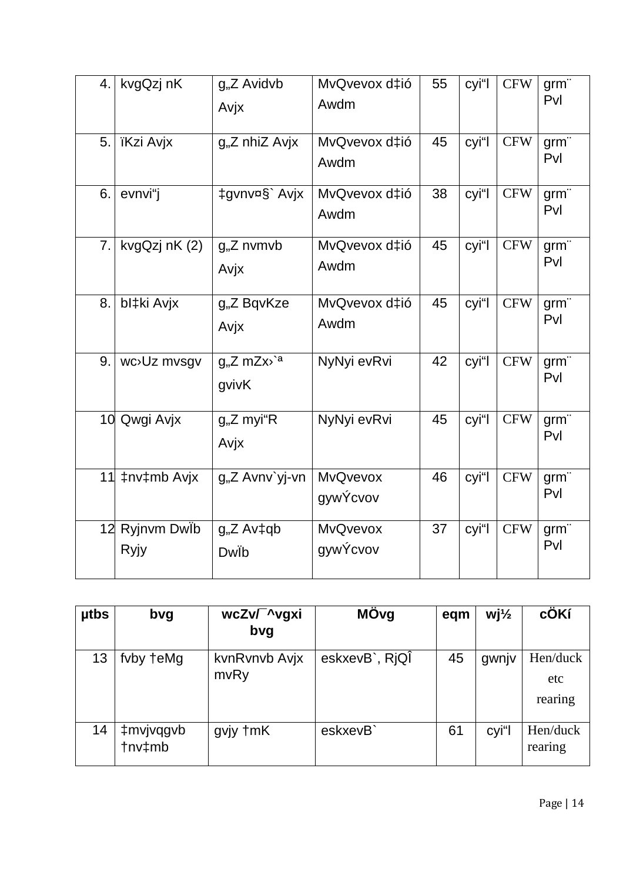| 4. | kvgQzj nK | g„Z Avidvb Avjx | MvQvevox d‡ió Awdm | 55 | cyi“l | CFW | grm¨ Pvl |
|---|---|---|---|---|---|---|---|
| 5. | ïKzi Avjx | g„Z nhiZ Avjx | MvQvevox d‡ió Awdm | 45 | cyi“l | CFW | grm¨ Pvl |
| 6. | evnvi“j | ‡gvnv¤§` Avjx | MvQvevox d‡ió Awdm | 38 | cyi“l | CFW | grm¨ Pvl |
| 7. | kvgQzj nK (2) | g„Z nvmvb Avjx | MvQvevox d‡ió Awdm | 45 | cyi“l | CFW | grm¨ Pvl |
| 8. | bI‡ki Avjx | g„Z BqvKze Avjx | MvQvevox d‡ió Awdm | 45 | cyi“l | CFW | grm¨ Pvl |
| 9. | wc›Uz mvsgv | g„Z mZx›`ª gvivK | NyNyi evRvi | 42 | cyi“l | CFW | grm¨ Pvl |
| 10 | Qwgi Avjx | g„Z myi“R Avjx | NyNyi evRvi | 45 | cyi“l | CFW | grm¨ Pvl |
| 11 | ‡nv‡mb Avjx | g„Z Avnv`yj-vn | MvQvevox gywÝcvov | 46 | cyi“l | CFW | grm¨ Pvl |
| 12 | Ryjnvm DwÏb Ryjy | g„Z Av‡qb DwÏb | MvQvevox gywÝcvov | 37 | cyi“l | CFW | grm¨ Pvl |

| µtbs | bvg | wcZv/¯^vgxi bvg | MÖvg | eqm | wj½ | cÖKí |
|---|---|---|---|---|---|---|
| 13 | fvby †eMg | kvnRvnvb Avjx mvRy | eskxevB`, RjQÎ | 45 | gwnjv | Hen/duck etc rearing |
| 14 | ‡mvjvqgvb †nv‡mb | gvjy †mK | eskxevB` | 61 | cyi“l | Hen/duck rearing |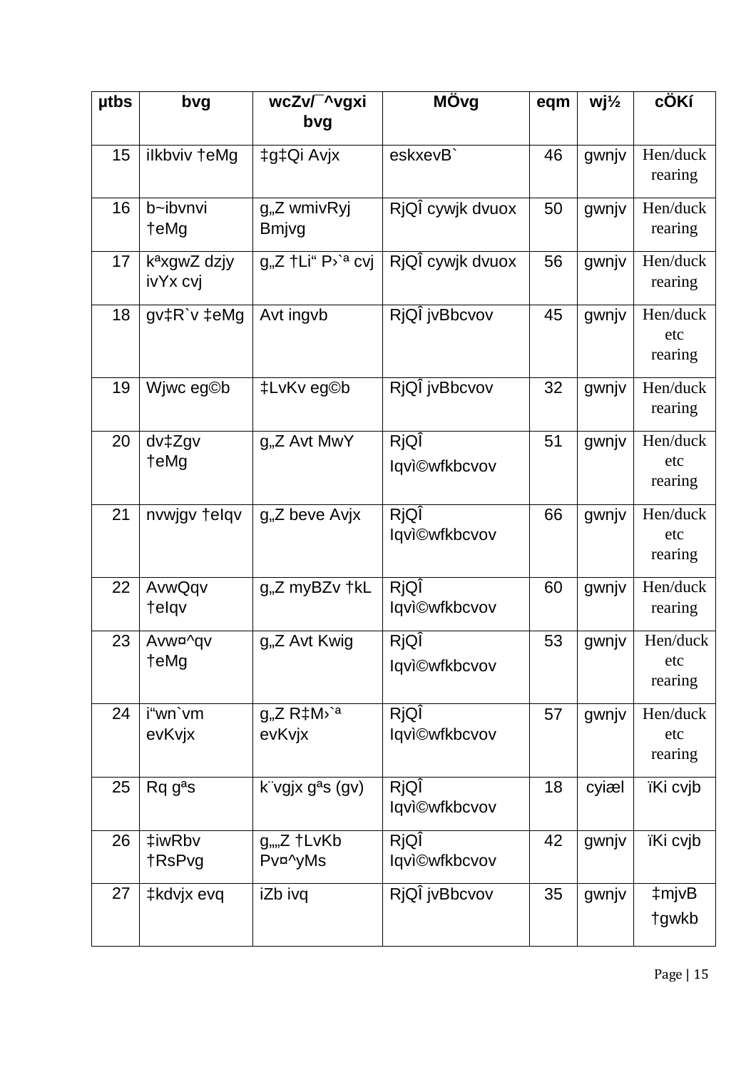| µtbs | bvg | wcZv/¯^vgxi bvg | MÖvg | eqm | wj½ | cÖKí |
|---|---|---|---|---|---|---|
| 15 | iIkbviv †eMg | ‡g‡Qi Avjx | eskxevB` | 46 | gwnjv | Hen/duck rearing |
| 16 | b~ibvnvi †eMg | g„Z wmivRyj Bmjvg | RjQÎ cywjk dvuox | 50 | gwnjv | Hen/duck rearing |
| 17 | kªxgwZ dzjy ivYx cvj | g„Z †Li“ P›`ª cvj | RjQÎ cywjk dvuox | 56 | gwnjv | Hen/duck rearing |
| 18 | gv‡R`v ‡eMg | Avt ingvb | RjQÎ jvBbcvov | 45 | gwnjv | Hen/duck etc rearing |
| 19 | Wjwc eg©b | ‡LvKv eg©b | RjQÎ jvBbcvov | 32 | gwnjv | Hen/duck rearing |
| 20 | dv‡Zgv †eMg | g„Z Avt MwY | RjQÎ Iqvì©wfkbcvov | 51 | gwnjv | Hen/duck etc rearing |
| 21 | nvwjgv †eIqv | g„Z beve Avjx | RjQÎ Iqvì©wfkbcvov | 66 | gwnjv | Hen/duck etc rearing |
| 22 | AvwQqv †eIqv | g„Z myBZv †kL | RjQÎ Iqvì©wfkbcvov | 60 | gwnjv | Hen/duck rearing |
| 23 | Avw¤^qv †eMg | g„Z Avt Kwig | RjQÎ Iqvì©wfkbcvov | 53 | gwnjv | Hen/duck etc rearing |
| 24 | i“wn`vm evKvjx | g„Z R‡M›`ª evKvjx | RjQÎ Iqvì©wfkbcvov | 57 | gwnjv | Hen/duck etc rearing |
| 25 | Rq gªs | k¨vgjx gªs (gv) | RjQÎ Iqvì©wfkbcvov | 18 | cyiæl | ïKi cvjb |
| 26 | ‡iwRbv †RsPvg | g„„Z †LvKb Pv¤^yMs | RjQÎ Iqvì©wfkbcvov | 42 | gwnjv | ïKi cvjb |
| 27 | ‡kdvjx evq | iZb ivq | RjQÎ jvBbcvov | 35 | gwnjv | ‡mjvB †gwkb |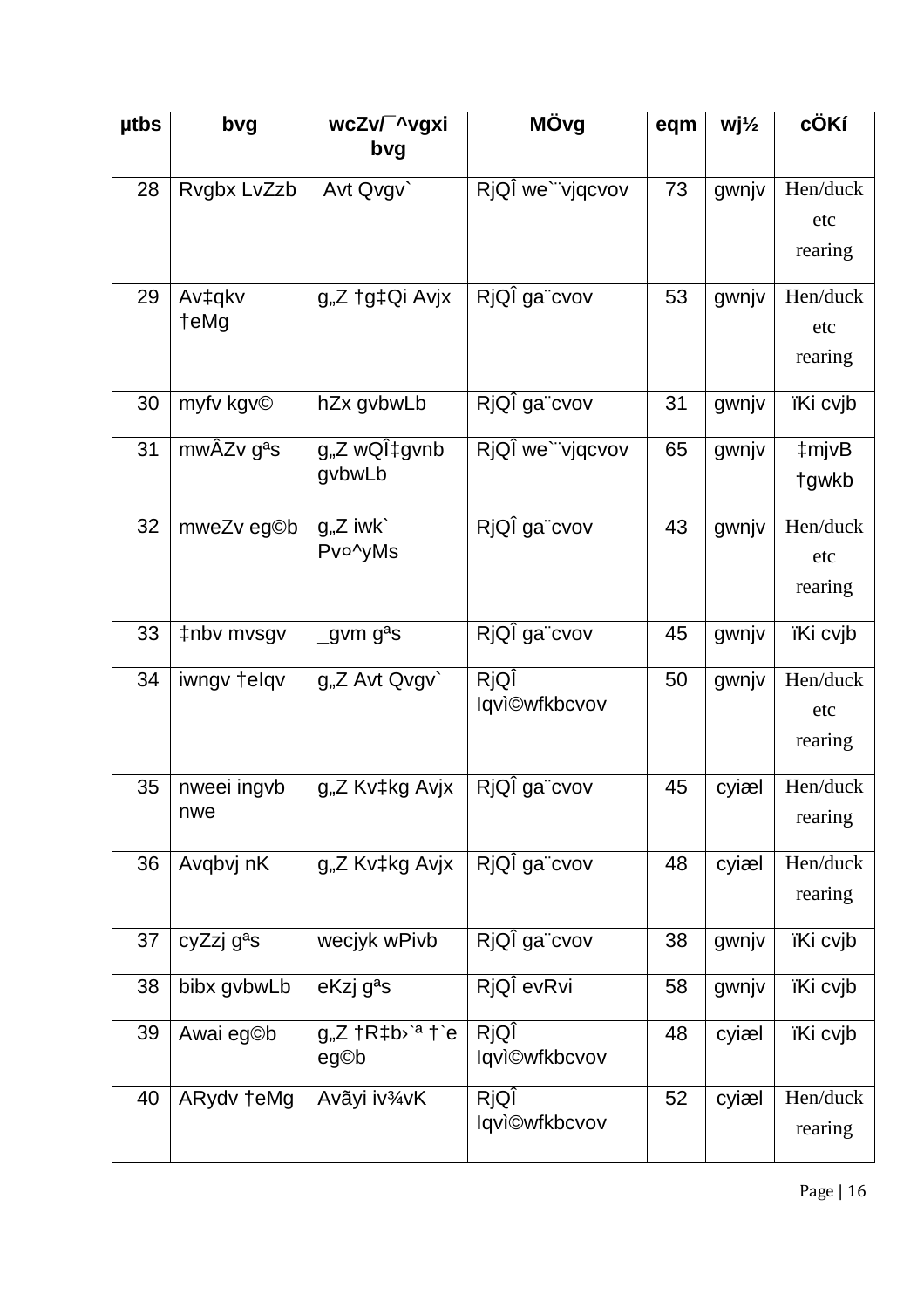| µtbs | bvg | wcZv/¯^vgxi bvg | MÖvg | eqm | wj½ | cÖKí |
|---|---|---|---|---|---|---|
| 28 | Rvgbx LvZzb | Avt Qvgv` | RjQÎ we`¨vjqcvov | 73 | gwnjv | Hen/duck etc rearing |
| 29 | Av‡qkv †eMg | g„Z †g‡Qi Avjx | RjQÎ ga¨cvov | 53 | gwnjv | Hen/duck etc rearing |
| 30 | myfv kgv© | hZx gvbwLb | RjQÎ ga¨cvov | 31 | gwnjv | ïKi cvjb |
| 31 | mwÂZv gªs | g„Z wQÎ‡gvnb gvbwLb | RjQÎ we`¨vjqcvov | 65 | gwnjv | ‡mjvB †gwkb |
| 32 | mweZv eg©b | g„Z iwk` Pv¤^yMs | RjQÎ ga¨cvov | 43 | gwnjv | Hen/duck etc rearing |
| 33 | ‡nbv mvsgv | _gvm gªs | RjQÎ ga¨cvov | 45 | gwnjv | ïKi cvjb |
| 34 | iwngv †eIqv | g„Z Avt Qvgv` | RjQÎ Iqvì©wfkbcvov | 50 | gwnjv | Hen/duck etc rearing |
| 35 | nweei ingvb nwe | g„Z Kv‡kg Avjx | RjQÎ ga¨cvov | 45 | cyiæl | Hen/duck rearing |
| 36 | Avqbvj nK | g„Z Kv‡kg Avjx | RjQÎ ga¨cvov | 48 | cyiæl | Hen/duck rearing |
| 37 | cyZzj gªs | wecjyk wPivb | RjQÎ ga¨cvov | 38 | gwnjv | ïKi cvjb |
| 38 | bibx gvbwLb | eKzj gªs | RjQÎ evRvi | 58 | gwnjv | ïKi cvjb |
| 39 | Awai eg©b | g„Z †R‡b›`ª †`e eg©b | RjQÎ Iqvì©wfkbcvov | 48 | cyiæl | ïKi cvjb |
| 40 | ARydv †eMg | Avãyi iv¾vK | RjQÎ Iqvì©wfkbcvov | 52 | cyiæl | Hen/duck rearing |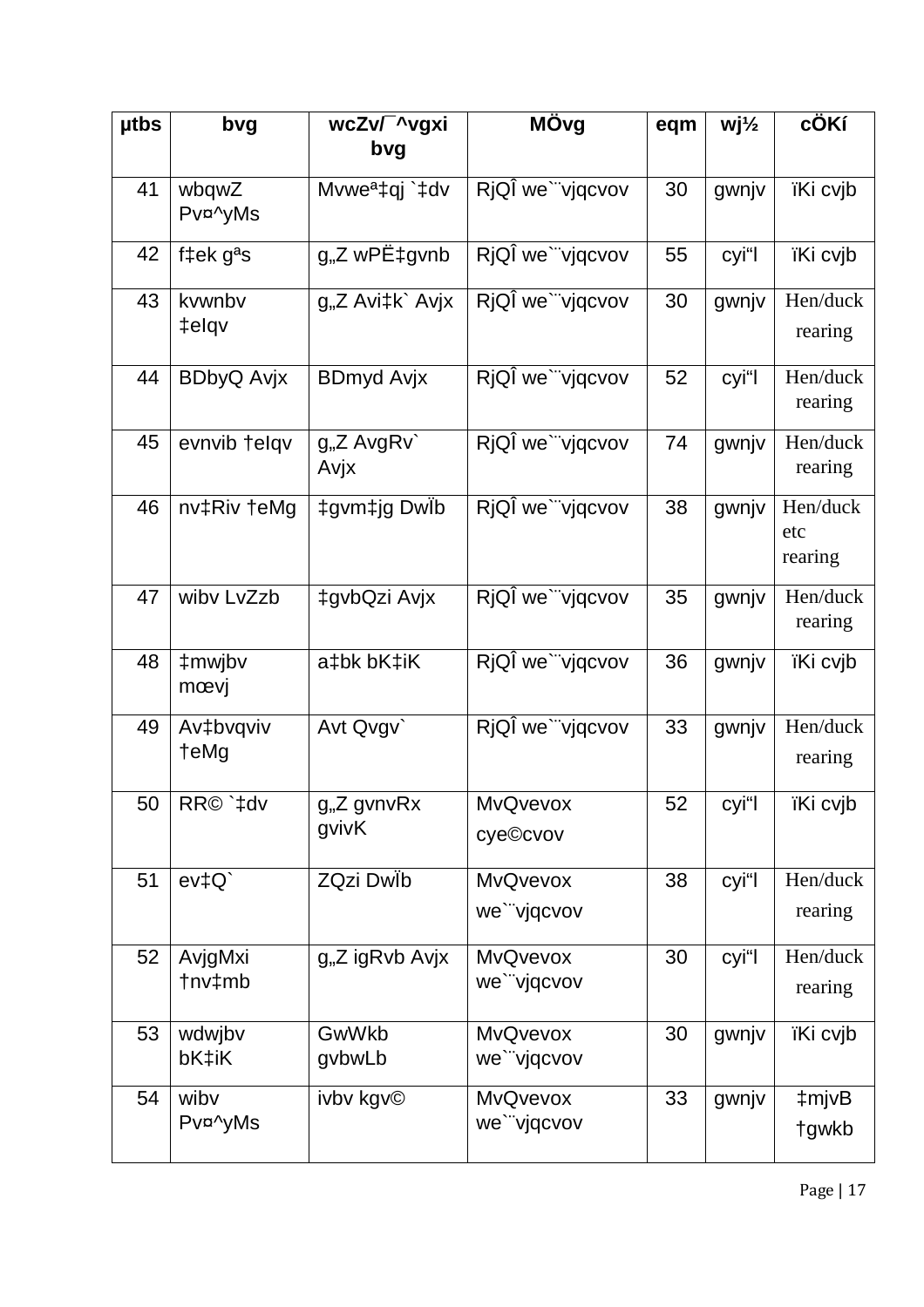| µtbs | bvg | wcZv/¯^vgxi bvg | MÖvg | eqm | wj½ | cÖKí |
|---|---|---|---|---|---|---|
| 41 | wbqwZ Pv¤^yMs | Mvweª‡qj `‡dv | RjQÎ we``vjqcvov | 30 | gwnjv | ïKi cvjb |
| 42 | f‡ek gªs | g„Z wPË‡gvnb | RjQÎ we``vjqcvov | 55 | cyi“l | ïKi cvjb |
| 43 | kvwnbv ‡eIqv | g„Z Avi‡k` Avjx | RjQÎ we``vjqcvov | 30 | gwnjv | Hen/duck rearing |
| 44 | BDbyQ Avjx | BDmyd Avjx | RjQÎ we``vjqcvov | 52 | cyi“l | Hen/duck rearing |
| 45 | evnvib †eIqv | g„Z AvgRv` Avjx | RjQÎ we``vjqcvov | 74 | gwnjv | Hen/duck rearing |
| 46 | nv‡Riv †eMg | ‡gvm‡jg DwÏb | RjQÎ we``vjqcvov | 38 | gwnjv | Hen/duck etc rearing |
| 47 | wibv LvZzb | ‡gvbQzi Avjx | RjQÎ we``vjqcvov | 35 | gwnjv | Hen/duck rearing |
| 48 | ‡mwjbv mœvj | a‡bk bK‡iK | RjQÎ we``vjqcvov | 36 | gwnjv | ïKi cvjb |
| 49 | Av‡bvqviv †eMg | Avt Qvgv` | RjQÎ we``vjqcvov | 33 | gwnjv | Hen/duck rearing |
| 50 | RR© `‡dv | g„Z gvnvRx gvivK | MvQvevox cye©cvov | 52 | cyi“l | ïKi cvjb |
| 51 | ev‡Q` | ZQzi DwÏb | MvQvevox we``vjqcvov | 38 | cyi“l | Hen/duck rearing |
| 52 | AvjgMxi †nv‡mb | g„Z igRvb Avjx | MvQvevox we``vjqcvov | 30 | cyi“l | Hen/duck rearing |
| 53 | wdwjbv bK‡iK | GwWkb gvbwLb | MvQvevox we``vjqcvov | 30 | gwnjv | ïKi cvjb |
| 54 | wibv Pv¤^yMs | ivbv kgv© | MvQvevox we``vjqcvov | 33 | gwnjv | ‡mjvB †gwkb |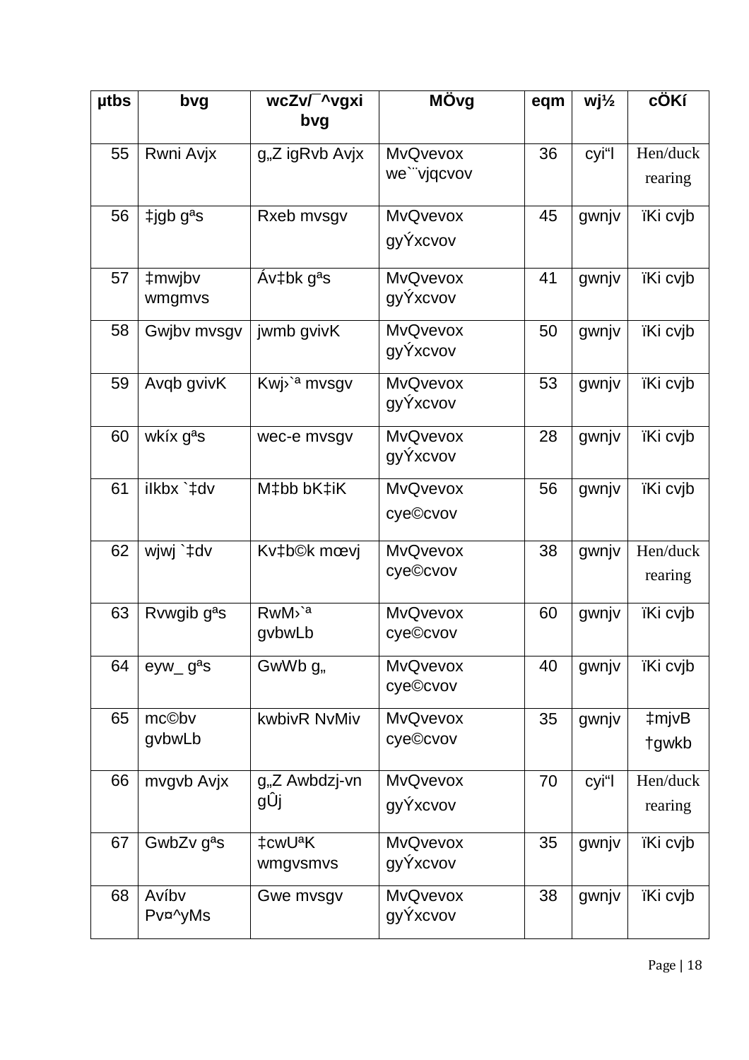| µtbs | bvg | wcZv/¯^vgxi bvg | MÖvg | eqm | wj½ | cÖKí |
|---|---|---|---|---|---|---|
| 55 | Rwni Avjx | g„Z igRvb Avjx | MvQvevox we`¨vjqcvov | 36 | cyi"l | Hen/duck rearing |
| 56 | ‡jgb gªs | Rxeb mvsgv | MvQvevox gyÝxcvov | 45 | gwnjv | ïKi cvjb |
| 57 | ‡mwjbv wmgmvs | Áv‡bk gªs | MvQvevox gyÝxcvov | 41 | gwnjv | ïKi cvjb |
| 58 | Gwjbv mvsgv | jwmb gvivK | MvQvevox gyÝxcvov | 50 | gwnjv | ïKi cvjb |
| 59 | Avqb gvivK | Kwj›`ª mvsgv | MvQvevox gyÝxcvov | 53 | gwnjv | ïKi cvjb |
| 60 | wkíx gªs | wec-e mvsgv | MvQvevox gyÝxcvov | 28 | gwnjv | ïKi cvjb |
| 61 | iIkbx `‡dv | M‡bb bK‡iK | MvQvevox cye©cvov | 56 | gwnjv | ïKi cvjb |
| 62 | wjwj `‡dv | Kv‡b©k mœvj | MvQvevox cye©cvov | 38 | gwnjv | Hen/duck rearing |
| 63 | Rvwgib gªs | RwM›`ª gvbwLb | MvQvevox cye©cvov | 60 | gwnjv | ïKi cvjb |
| 64 | eyw_ gªs | GwWb g„ | MvQvevox cye©cvov | 40 | gwnjv | ïKi cvjb |
| 65 | mc©bv gvbwLb | kwbivR NvMiv | MvQvevox cye©cvov | 35 | gwnjv | ‡mjvB †gwkb |
| 66 | mvgvb Avjx | g„Z Awbdzj-vn gÛj | MvQvevox gyÝxcvov | 70 | cyi"l | Hen/duck rearing |
| 67 | GwbZv gªs | ‡cwUªK wmgvsmvs | MvQvevox gyÝxcvov | 35 | gwnjv | ïKi cvjb |
| 68 | Avíbv Pv¤^yMs | Gwe mvsgv | MvQvevox gyÝxcvov | 38 | gwnjv | ïKi cvjb |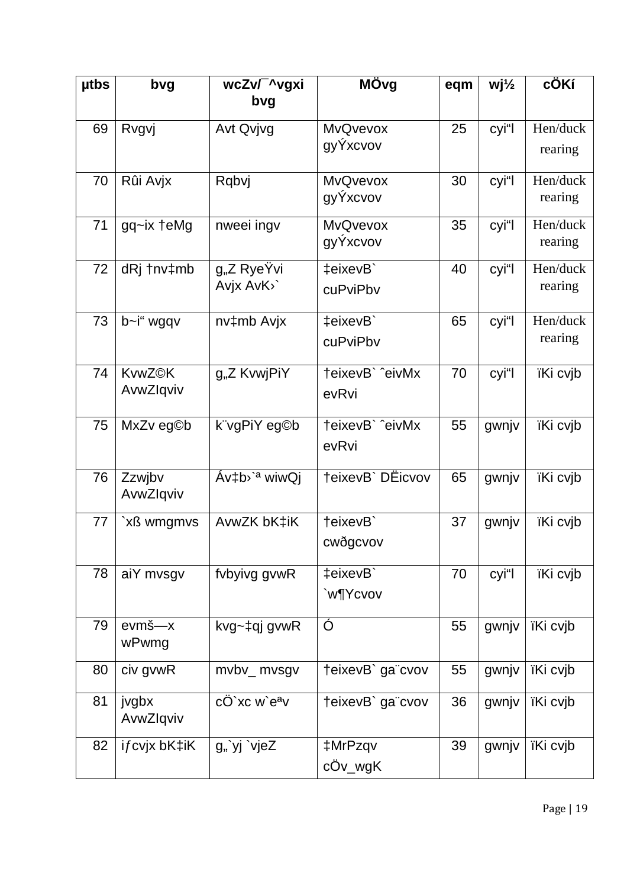| µtbs | bvg | wcZv/¯^vgxi bvg | MÖvg | eqm | wj½ | cÖKí |
|---|---|---|---|---|---|---|
| 69 | Rvgvj | Avt Qvjvg | MvQvevox gyÝxcvov | 25 | cyi"l | Hen/duck rearing |
| 70 | Rûi Avjx | Rqbvj | MvQvevox gyÝxcvov | 30 | cyi"l | Hen/duck rearing |
| 71 | gq~ix †eMg | nweei ingv | MvQvevox gyÝxcvov | 35 | cyi"l | Hen/duck rearing |
| 72 | dRj †nv‡mb | g„Z RyeŸvi Avjx AvK›` | ‡eixevB` cuPviPbv | 40 | cyi"l | Hen/duck rearing |
| 73 | b~i" wgqv | nv‡mb Avjx | ‡eixevB` cuPviPbv | 65 | cyi"l | Hen/duck rearing |
| 74 | KvwZ©K AvwZIqviv | g„Z KvwjPiY | †eixevB` ˆeivMx evRvi | 70 | cyi"l | ïKi cvjb |
| 75 | MxZv eg©b | k¨vgPiY eg©b | †eixevB` ˆeivMx evRvi | 55 | gwnjv | ïKi cvjb |
| 76 | Zzwjbv AvwZIqviv | Áv‡b›`ª wiwQj | †eixevB` DËicvov | 65 | gwnjv | ïKi cvjb |
| 77 | `xß wmgmvs | AvwZK bK‡iK | †eixevB` cwðgcvov | 37 | gwnjv | ïKi cvjb |
| 78 | aiY mvsgv | fvbyivg gvwR | ‡eixevB` `w¶Ycvov | 70 | cyi"l | ïKi cvjb |
| 79 | evmš—x wPwmg | kvg~‡qj gvwR | Ó | 55 | gwnjv | ïKi cvjb |
| 80 | civ gvwR | mvbv_ mvsgv | †eixevB` ga¨cvov | 55 | gwnjv | ïKi cvjb |
| 81 | jvgbx AvwZIqviv | cÖ`xc w`eªv | †eixevB` ga¨cvov | 36 | gwnjv | ïKi cvjb |
| 82 | iƒcvjx bK‡iK | g„`yj `vjeZ | ‡MrPzqv cÖv_wgK | 39 | gwnjv | ïKi cvjb |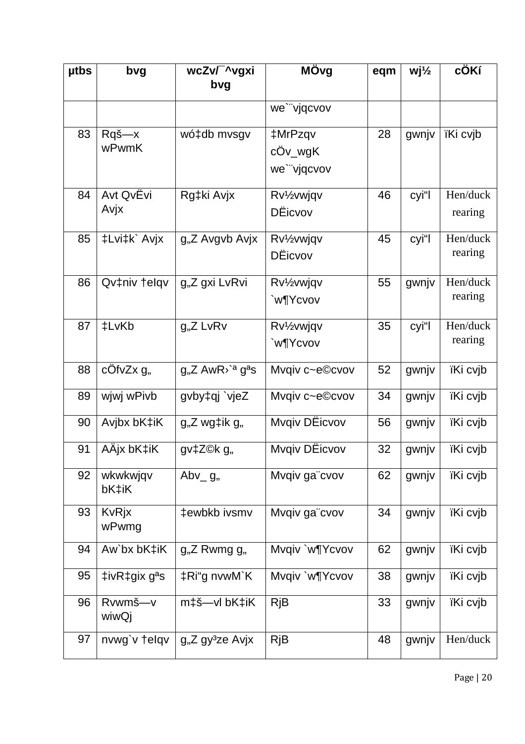| µtbs | bvg | wcZv/¯^vgxi bvg | MÖvg | eqm | wj½ | cÖKí |
|---|---|---|---|---|---|---|
| | | | we`¨vjqcvov | | | |
| 83 | Rqš—x wPwmK | wó‡db mvsgv | ‡MrPzqv cÖv_wgK we`¨vjqcvov | 28 | gwnjv | ïKi cvjb |
| 84 | Avt QvËvi Avjx | Rg‡ki Avjx | Rv½vwjqv DËicvov | 46 | cyi"l | Hen/duck rearing |
| 85 | ‡Lvi‡k` Avjx | g„Z Avgvb Avjx | Rv½vwjqv DËicvov | 45 | cyi"l | Hen/duck rearing |
| 86 | Qv‡niv †eIqv | g„Z gxi LvRvi | Rv½vwjqv `w¶Ycvov | 55 | gwnjv | Hen/duck rearing |
| 87 | ‡LvKb | g„Z LvRv | Rv½vwjqv `w¶Ycvov | 35 | cyi"l | Hen/duck rearing |
| 88 | cÖfvZx g„ | g„Z AwR›`ª gªs | Mvqiv c~e©cvov | 52 | gwnjv | ïKi cvjb |
| 89 | wjwj wPivb | gvby‡qj `vjeZ | Mvqiv c~e©cvov | 34 | gwnjv | ïKi cvjb |
| 90 | Avjbx bK‡iK | g„Z wg‡ik g„ | Mvqiv DËicvov | 56 | gwnjv | ïKi cvjb |
| 91 | AÄjx bK‡iK | gv‡Z©k g„ | Mvqiv DËicvov | 32 | gwnjv | ïKi cvjb |
| 92 | wkwkwjqv bK‡iK | Abv_ g„ | Mvqiv ga¨cvov | 62 | gwnjv | ïKi cvjb |
| 93 | KvRjx wPwmg | ‡ewbkb ivsmv | Mvqiv ga¨cvov | 34 | gwnjv | ïKi cvjb |
| 94 | Aw`bx bK‡iK | g„Z Rwmg g„ | Mvqiv `w¶Ycvov | 62 | gwnjv | ïKi cvjb |
| 95 | ‡ivR‡gix gªs | ‡Ri"g nvwM`K | Mvqiv `w¶Ycvov | 38 | gwnjv | ïKi cvjb |
| 96 | Rvwmš—v wiwQj | m‡š—vl bK‡iK | RjB | 33 | gwnjv | ïKi cvjb |
| 97 | nvwg`v †eIqv | g„Z gy³ze Avjx | RjB | 48 | gwnjv | Hen/duck |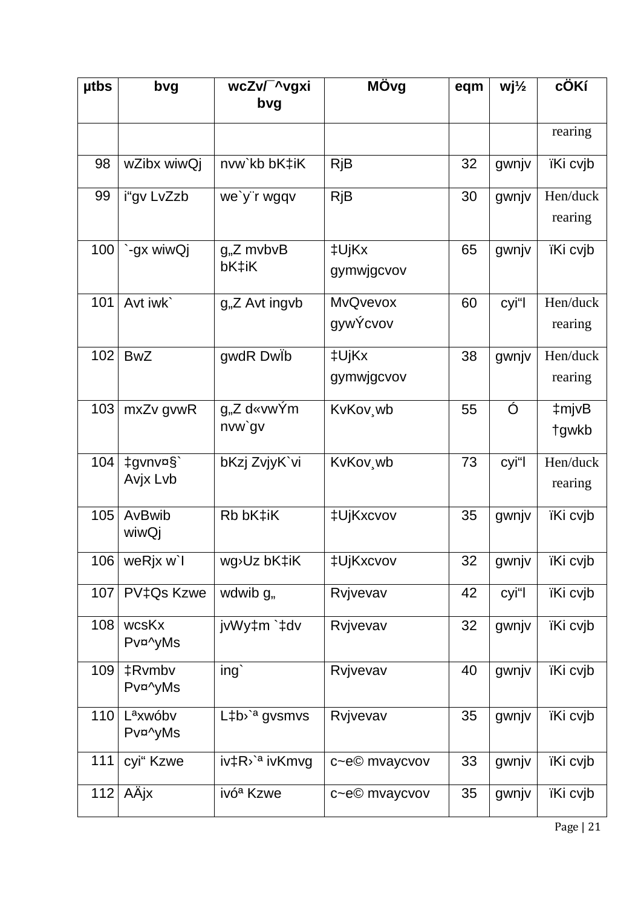| µtbs | bvg | wcZv/¯^vgxi bvg | MÖvg | eqm | wj½ | cÖKí |
|---|---|---|---|---|---|---|
| | | | | | | rearing |
| 98 | wZibx wiwQj | nvw`kb bK‡iK | RjB | 32 | gwnjv | ïKi cvjb |
| 99 | i“gv LvZzb | we`y¨r wgqv | RjB | 30 | gwnjv | Hen/duck rearing |
| 100 | `-gx wiwQj | g„Z mvbvB bK‡iK | ‡UjKx gymwjgcvov | 65 | gwnjv | ïKi cvjb |
| 101 | Avt iwk` | g„Z Avt ingvb | MvQvevox gywÝcvov | 60 | cyi“l | Hen/duck rearing |
| 102 | BwZ | gwdR DwÏb | ‡UjKx gymwjgcvov | 38 | gwnjv | Hen/duck rearing |
| 103 | mxZv gvwR | g„Z d«vwÝm nvw`gv | KvKov¸wb | 55 | Ó | ‡mjvB †gwkb |
| 104 | ‡gvnv¤§` Avjx Lvb | bKzj ZvjyK`vi | KvKov¸wb | 73 | cyi“l | Hen/duck rearing |
| 105 | AvBwib wiwQj | Rb bK‡iK | ‡UjKxcvov | 35 | gwnjv | ïKi cvjb |
| 106 | weRjx w`l | wg›Uz bK‡iK | ‡UjKxcvov | 32 | gwnjv | ïKi cvjb |
| 107 | PV‡Qs Kzwe | wdwib g„ | Rvjvevav | 42 | cyi“l | ïKi cvjb |
| 108 | wcsKx Pv¤^yMs | jvWy‡m `‡dv | Rvjvevav | 32 | gwnjv | ïKi cvjb |
| 109 | ‡Rvmbv Pv¤^yMs | ing` | Rvjvevav | 40 | gwnjv | ïKi cvjb |
| 110 | Lªxwóbv Pv¤^yMs | L‡b›`ª gvsmvs | Rvjvevav | 35 | gwnjv | ïKi cvjb |
| 111 | cyi“ Kzwe | iv‡R›`ª ivKmvg | c~e© mvaycvov | 33 | gwnjv | ïKi cvjb |
| 112 | AÄjx | ivóª Kzwe | c~e© mvaycvov | 35 | gwnjv | ïKi cvjb |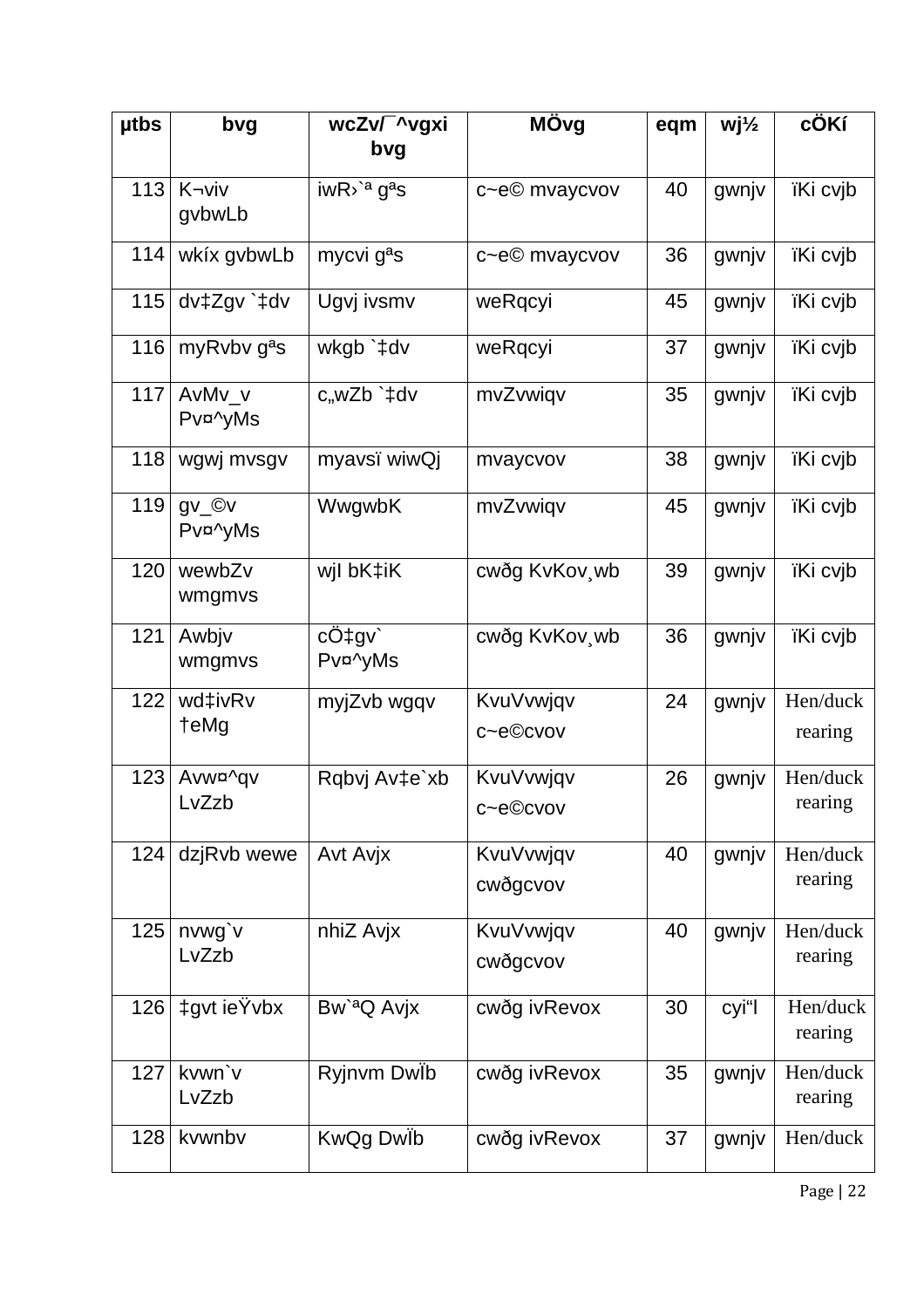| µtbs | bvg | wcZv/¯^vgxi bvg | MÖvg | eqm | wj½ | cÖKí |
|---|---|---|---|---|---|---|
| 113 | K¬viv gvbwLb | iwR›`ª gªs | c~e© mvaycvov | 40 | gwnjv | ïKi cvjb |
| 114 | wkíx gvbwLb | mycvi gªs | c~e© mvaycvov | 36 | gwnjv | ïKi cvjb |
| 115 | dv‡Zgv `‡dv | Ugvj ivsmv | weRqcyi | 45 | gwnjv | ïKi cvjb |
| 116 | myRvbv gªs | wkgb `‡dv | weRqcyi | 37 | gwnjv | ïKi cvjb |
| 117 | AvMv\_v Pv¤^yMs | c„wZb `‡dv | mvZvwiqv | 35 | gwnjv | ïKi cvjb |
| 118 | wgwj mvsgv | myavsï wiwQj | mvaycvov | 38 | gwnjv | ïKi cvjb |
| 119 | gv_©v Pv¤^yMs | WwgwbK | mvZvwiqv | 45 | gwnjv | ïKi cvjb |
| 120 | wewbZv wmgmvs | wjI bK‡iK | cwðg KvKov¸wb | 39 | gwnjv | ïKi cvjb |
| 121 | Awbjv wmgmvs | cÖ‡gv` Pv¤^yMs | cwðg KvKov¸wb | 36 | gwnjv | ïKi cvjb |
| 122 | wd‡ivRv †eMg | myjZvb wgqv | KvuVvwjqv c~e©cvov | 24 | gwnjv | Hen/duck rearing |
| 123 | Avw¤^qv LvZzb | Rqbvj Av‡e`xb | KvuVvwjqv c~e©cvov | 26 | gwnjv | Hen/duck rearing |
| 124 | dzjRvb wewe | Avt Avjx | KvuVvwjqv cwðgcvov | 40 | gwnjv | Hen/duck rearing |
| 125 | nvwg`v LvZzb | nhiZ Avjx | KvuVvwjqv cwðgcvov | 40 | gwnjv | Hen/duck rearing |
| 126 | ‡gvt ieŸvbx | Bw`ªQ Avjx | cwðg ivRevox | 30 | cyi"l | Hen/duck rearing |
| 127 | kvwn`v LvZzb | Ryjnvm DwÏb | cwðg ivRevox | 35 | gwnjv | Hen/duck rearing |
| 128 | kvwnbv | KwQg DwÏb | cwðg ivRevox | 37 | gwnjv | Hen/duck |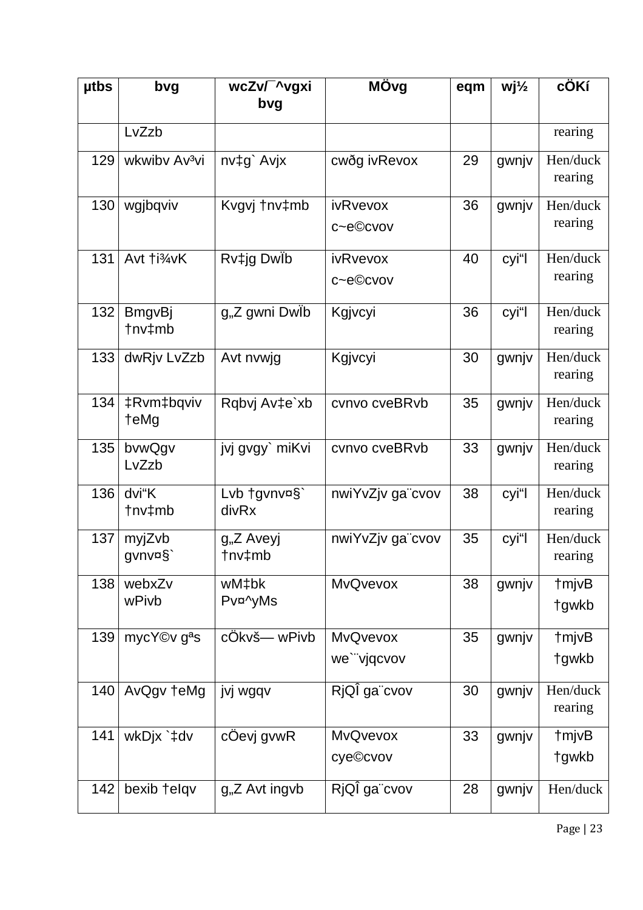| µtbs | bvg | wcZv/¯^vgxi bvg | MÖvg | eqm | wj½ | cÖKí |
|---|---|---|---|---|---|---|
| | LvZzb | | | | | rearing |
| 129 | wkwibv Av³vi | nv‡g` Avjx | cwðg ivRevox | 29 | gwnjv | Hen/duck rearing |
| 130 | wgjbqviv | Kvgvj †nv‡mb | ivRvevox c~e©cvov | 36 | gwnjv | Hen/duck rearing |
| 131 | Avt †i¾vK | Rv‡jg DwÏb | ivRvevox c~e©cvov | 40 | cyi"l | Hen/duck rearing |
| 132 | BmgvBj †nv‡mb | g„Z gwni DwÏb | Kgjvcyi | 36 | cyi"l | Hen/duck rearing |
| 133 | dwRjv LvZzb | Avt nvwjg | Kgjvcyi | 30 | gwnjv | Hen/duck rearing |
| 134 | ‡Rvm‡bqviv †eMg | Rqbvj Av‡e`xb | cvnvo cveBRvb | 35 | gwnjv | Hen/duck rearing |
| 135 | bvwQgv LvZzb | jvj gvgy` miKvi | cvnvo cveBRvb | 33 | gwnjv | Hen/duck rearing |
| 136 | dvi"K †nv‡mb | Lvb †gvnv¤§` divRx | nwiYvZjv ga¨cvov | 38 | cyi"l | Hen/duck rearing |
| 137 | myjZvb gvnv¤§` | g„Z Aveyj †nv‡mb | nwiYvZjv ga¨cvov | 35 | cyi"l | Hen/duck rearing |
| 138 | webxZv wPivb | wM‡bk Pv¤^yMs | MvQvevox | 38 | gwnjv | †mjvB †gwkb |
| 139 | mycY©v gªs | cÖkvš— wPivb | MvQvevox we`¨vjqcvov | 35 | gwnjv | †mjvB †gwkb |
| 140 | AvQgv †eMg | jvj wgqv | RjQÎ ga¨cvov | 30 | gwnjv | Hen/duck rearing |
| 141 | wkDjx `‡dv | cÖevj gvwR | MvQvevox cye©cvov | 33 | gwnjv | †mjvB †gwkb |
| 142 | bexib †eIqv | g„Z Avt ingvb | RjQÎ ga¨cvov | 28 | gwnjv | Hen/duck |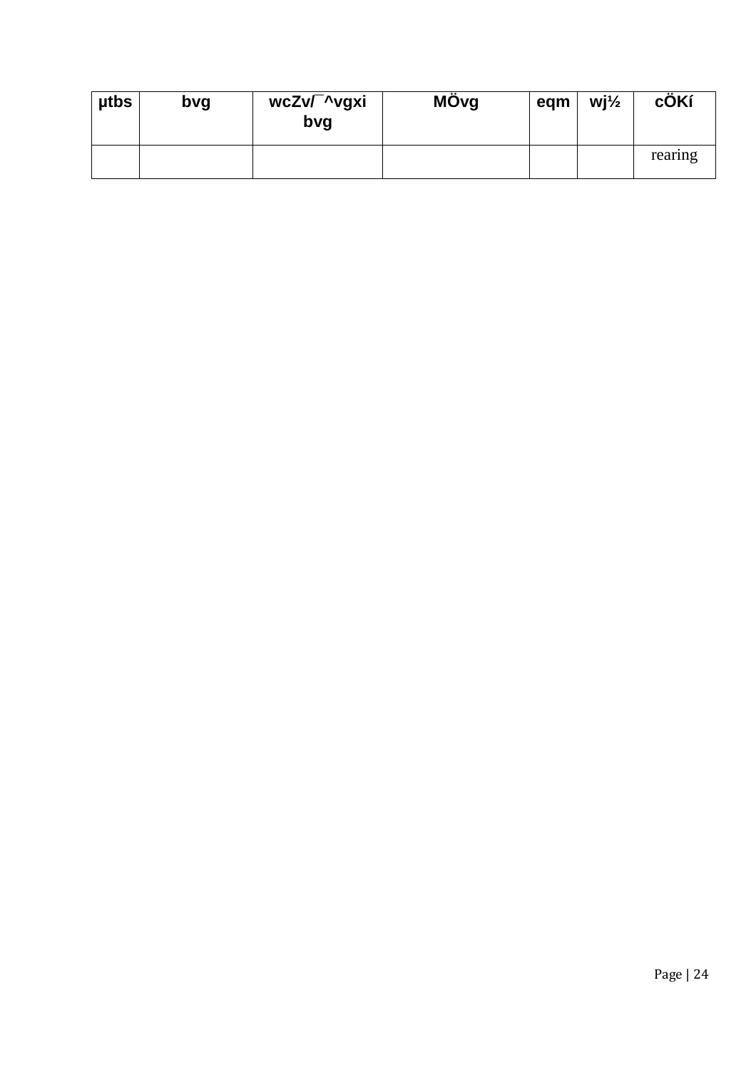| µtbs | bvg | wcZv/¯^vgxi bvg | MÖvg | eqm | wj½ | cÖKí |
| --- | --- | --- | --- | --- | --- | --- |
| | | | | | | rearing |